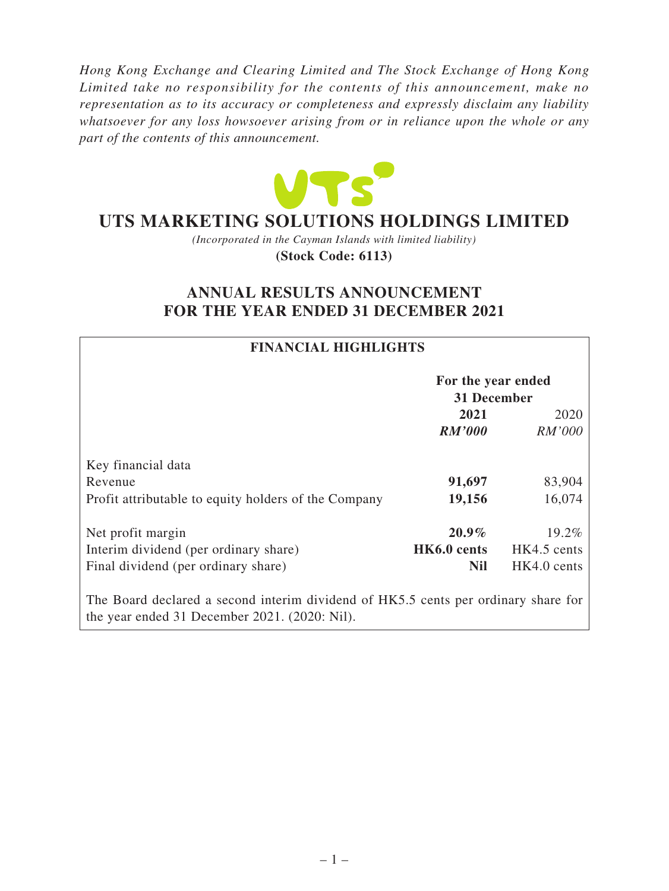*Hong Kong Exchange and Clearing Limited and The Stock Exchange of Hong Kong Limited take no responsibility for the contents of this announcement, make no representation as to its accuracy or completeness and expressly disclaim any liability whatsoever for any loss howsoever arising from or in reliance upon the whole or any part of the contents of this announcement.*

# UTS MARKETING SOLUTIONS HOLDINGS LIMITED

*(Incorporated in the Cayman Islands with limited liability)*

**(Stock Code: 6113)**

## ANNUAL RESULTS ANNOUNCEMENT FOR THE YEAR ENDED 31 DECEMBER 2021

**FINANCIAL HIGHLIGHTS**

| | For the year ended 31 December | |
|---|---|---|
| | **2021** | 2020 |
| | ***RM'000*** | *RM'000* |
| Key financial data | | |
| Revenue | **91,697** | 83,904 |
| Profit attributable to equity holders of the Company | **19,156** | 16,074 |
| Net profit margin | **20.9%** | 19.2% |
| Interim dividend (per ordinary share) | **HK6.0 cents** | HK4.5 cents |
| Final dividend (per ordinary share) | **Nil** | HK4.0 cents |

The Board declared a second interim dividend of HK5.5 cents per ordinary share for the year ended 31 December 2021. (2020: Nil).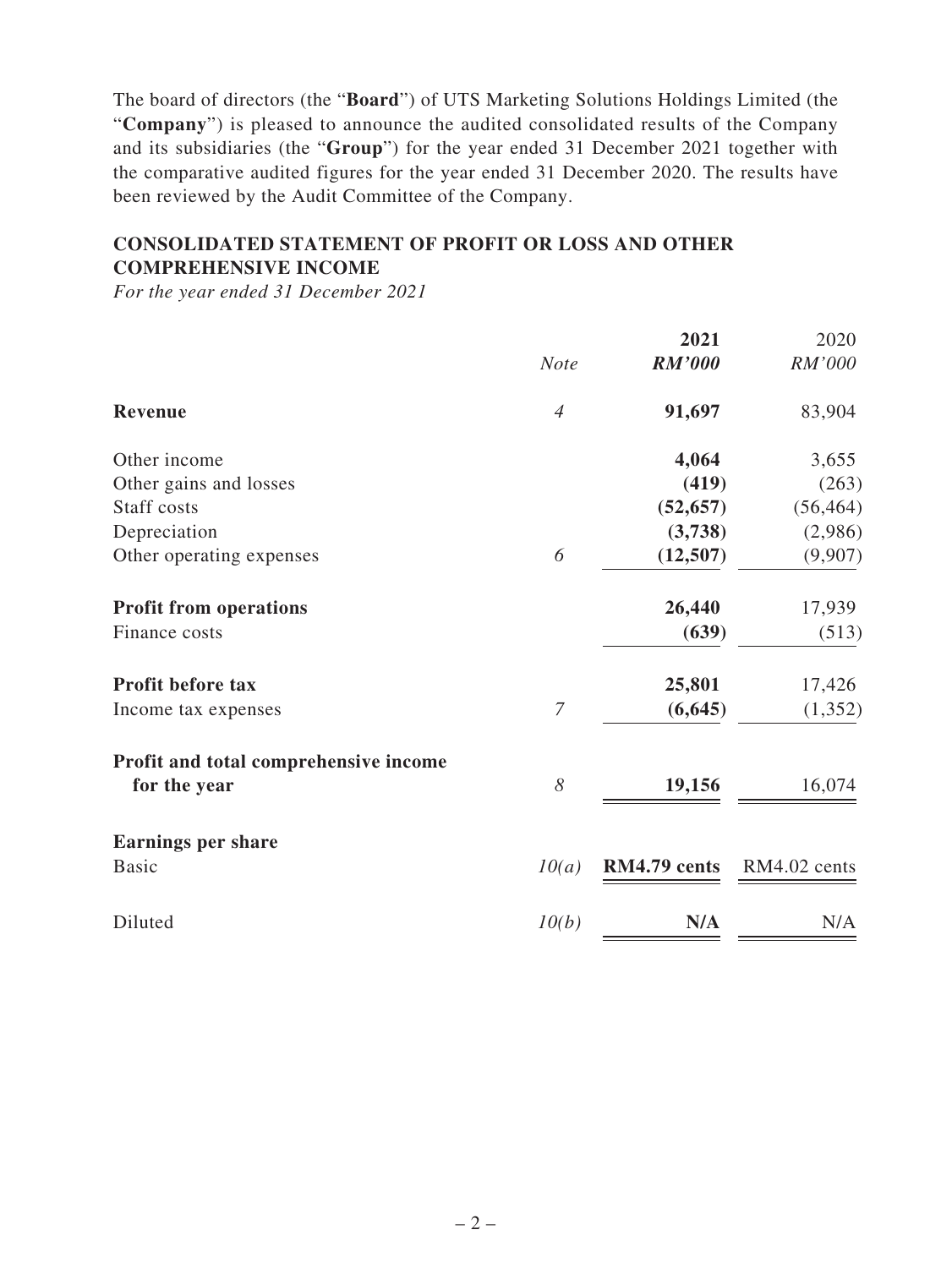The board of directors (the "**Board**") of UTS Marketing Solutions Holdings Limited (the "**Company**") is pleased to announce the audited consolidated results of the Company and its subsidiaries (the "**Group**") for the year ended 31 December 2021 together with the comparative audited figures for the year ended 31 December 2020. The results have been reviewed by the Audit Committee of the Company.

## CONSOLIDATED STATEMENT OF PROFIT OR LOSS AND OTHER COMPREHENSIVE INCOME

*For the year ended 31 December 2021*

| | *Note* | **2021** *RM'000* | 2020 *RM'000* |
|---|---|---|---|
| **Revenue** | *4* | **91,697** | 83,904 |
| Other income | | **4,064** | 3,655 |
| Other gains and losses | | **(419)** | (263) |
| Staff costs | | **(52,657)** | (56,464) |
| Depreciation | | **(3,738)** | (2,986) |
| Other operating expenses | *6* | **(12,507)** | (9,907) |
| **Profit from operations** | | **26,440** | 17,939 |
| Finance costs | | **(639)** | (513) |
| **Profit before tax** | | **25,801** | 17,426 |
| Income tax expenses | *7* | **(6,645)** | (1,352) |
| **Profit and total comprehensive income for the year** | *8* | **19,156** | 16,074 |
| **Earnings per share** | | | |
| Basic | *10(a)* | **RM4.79 cents** | RM4.02 cents |
| Diluted | *10(b)* | **N/A** | N/A |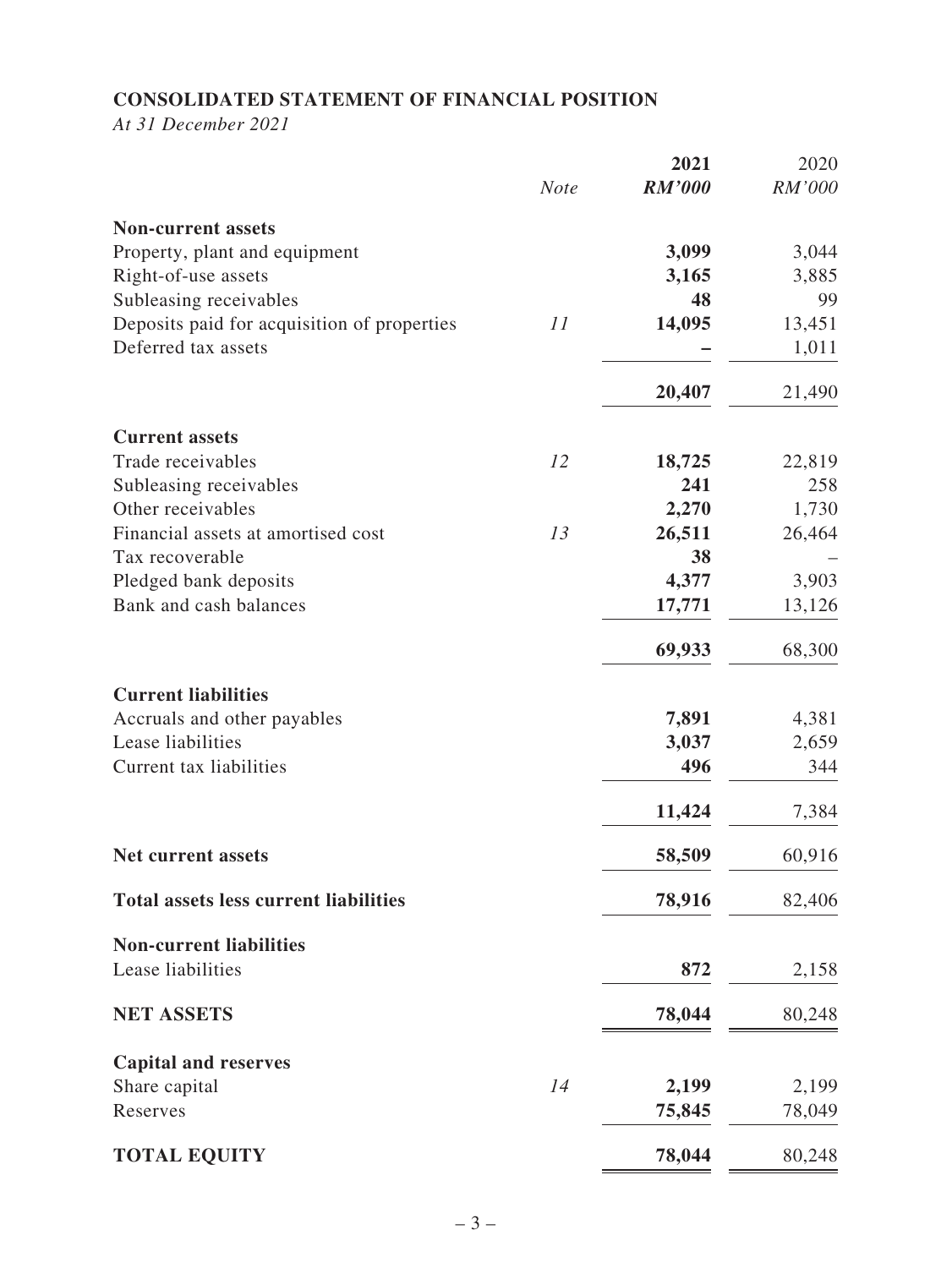**CONSOLIDATED STATEMENT OF FINANCIAL POSITION**

*At 31 December 2021*

| | *Note* | **2021** *RM'000* | 2020 *RM'000* |
|---|---|---|---|
| **Non-current assets** | | | |
| Property, plant and equipment | | **3,099** | 3,044 |
| Right-of-use assets | | **3,165** | 3,885 |
| Subleasing receivables | | **48** | 99 |
| Deposits paid for acquisition of properties | *11* | **14,095** | 13,451 |
| Deferred tax assets | | **–** | 1,011 |
| | | **20,407** | 21,490 |
| **Current assets** | | | |
| Trade receivables | *12* | **18,725** | 22,819 |
| Subleasing receivables | | **241** | 258 |
| Other receivables | | **2,270** | 1,730 |
| Financial assets at amortised cost | *13* | **26,511** | 26,464 |
| Tax recoverable | | **38** | – |
| Pledged bank deposits | | **4,377** | 3,903 |
| Bank and cash balances | | **17,771** | 13,126 |
| | | **69,933** | 68,300 |
| **Current liabilities** | | | |
| Accruals and other payables | | **7,891** | 4,381 |
| Lease liabilities | | **3,037** | 2,659 |
| Current tax liabilities | | **496** | 344 |
| | | **11,424** | 7,384 |
| **Net current assets** | | **58,509** | 60,916 |
| **Total assets less current liabilities** | | **78,916** | 82,406 |
| **Non-current liabilities** | | | |
| Lease liabilities | | **872** | 2,158 |
| **NET ASSETS** | | **78,044** | 80,248 |
| **Capital and reserves** | | | |
| Share capital | *14* | **2,199** | 2,199 |
| Reserves | | **75,845** | 78,049 |
| **TOTAL EQUITY** | | **78,044** | 80,248 |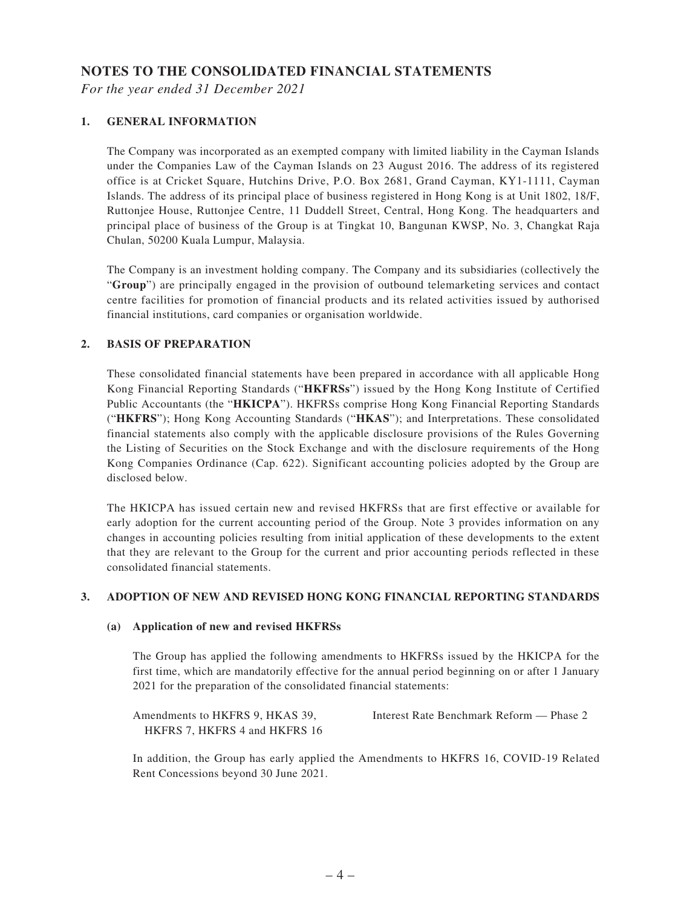# NOTES TO THE CONSOLIDATED FINANCIAL STATEMENTS

*For the year ended 31 December 2021*

## 1. GENERAL INFORMATION

The Company was incorporated as an exempted company with limited liability in the Cayman Islands under the Companies Law of the Cayman Islands on 23 August 2016. The address of its registered office is at Cricket Square, Hutchins Drive, P.O. Box 2681, Grand Cayman, KY1-1111, Cayman Islands. The address of its principal place of business registered in Hong Kong is at Unit 1802, 18/F, Ruttonjee House, Ruttonjee Centre, 11 Duddell Street, Central, Hong Kong. The headquarters and principal place of business of the Group is at Tingkat 10, Bangunan KWSP, No. 3, Changkat Raja Chulan, 50200 Kuala Lumpur, Malaysia.

The Company is an investment holding company. The Company and its subsidiaries (collectively the "**Group**") are principally engaged in the provision of outbound telemarketing services and contact centre facilities for promotion of financial products and its related activities issued by authorised financial institutions, card companies or organisation worldwide.

## 2. BASIS OF PREPARATION

These consolidated financial statements have been prepared in accordance with all applicable Hong Kong Financial Reporting Standards ("**HKFRSs**") issued by the Hong Kong Institute of Certified Public Accountants (the "**HKICPA**"). HKFRSs comprise Hong Kong Financial Reporting Standards ("**HKFRS**"); Hong Kong Accounting Standards ("**HKAS**"); and Interpretations. These consolidated financial statements also comply with the applicable disclosure provisions of the Rules Governing the Listing of Securities on the Stock Exchange and with the disclosure requirements of the Hong Kong Companies Ordinance (Cap. 622). Significant accounting policies adopted by the Group are disclosed below.

The HKICPA has issued certain new and revised HKFRSs that are first effective or available for early adoption for the current accounting period of the Group. Note 3 provides information on any changes in accounting policies resulting from initial application of these developments to the extent that they are relevant to the Group for the current and prior accounting periods reflected in these consolidated financial statements.

## 3. ADOPTION OF NEW AND REVISED HONG KONG FINANCIAL REPORTING STANDARDS

### (a) Application of new and revised HKFRSs

The Group has applied the following amendments to HKFRSs issued by the HKICPA for the first time, which are mandatorily effective for the annual period beginning on or after 1 January 2021 for the preparation of the consolidated financial statements:

| | |
|---|---|
| Amendments to HKFRS 9, HKAS 39, HKFRS 7, HKFRS 4 and HKFRS 16 | Interest Rate Benchmark Reform — Phase 2 |

In addition, the Group has early applied the Amendments to HKFRS 16, COVID-19 Related Rent Concessions beyond 30 June 2021.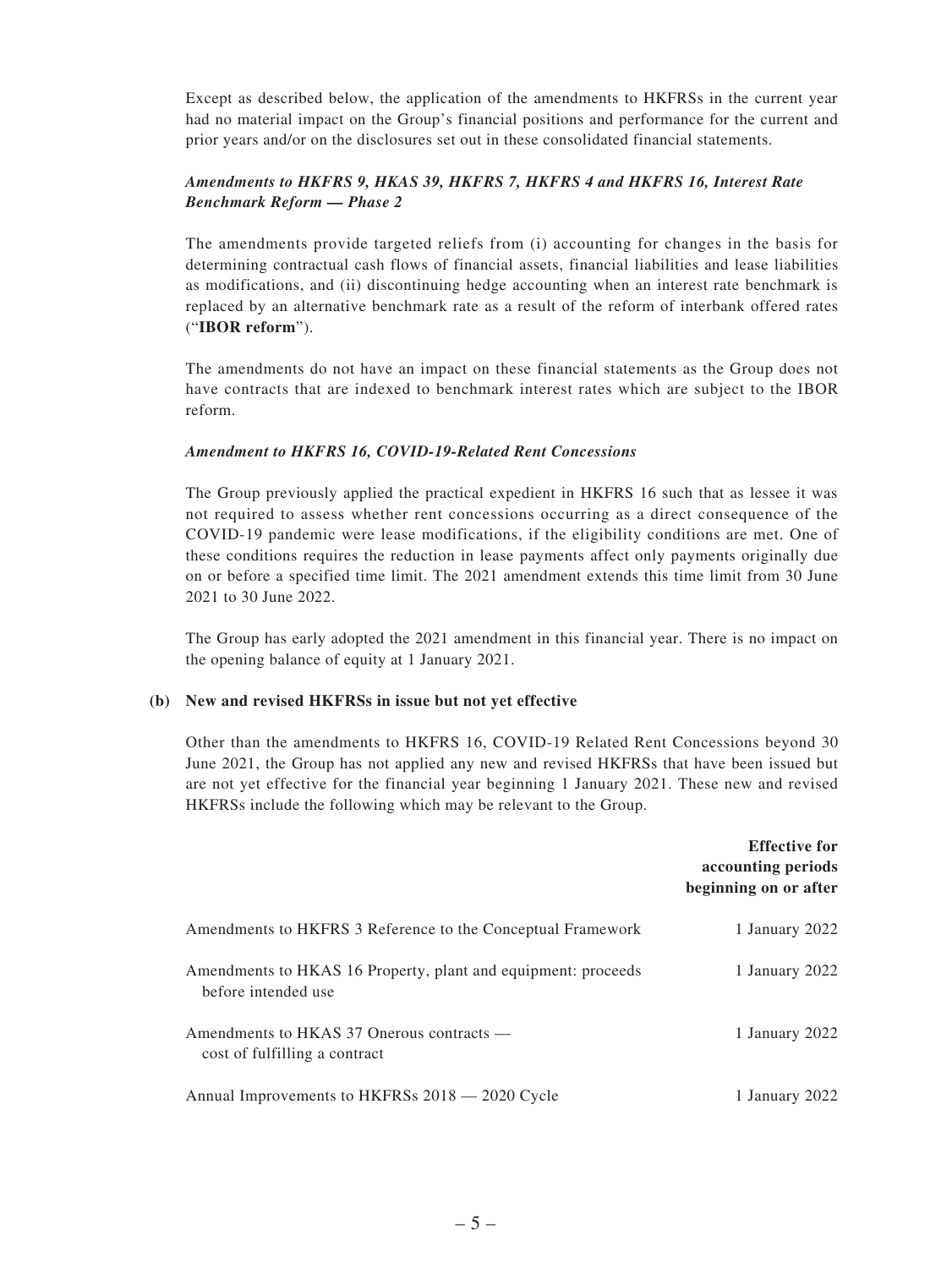Except as described below, the application of the amendments to HKFRSs in the current year had no material impact on the Group's financial positions and performance for the current and prior years and/or on the disclosures set out in these consolidated financial statements.

***Amendments to HKFRS 9, HKAS 39, HKFRS 7, HKFRS 4 and HKFRS 16, Interest Rate Benchmark Reform — Phase 2***

The amendments provide targeted reliefs from (i) accounting for changes in the basis for determining contractual cash flows of financial assets, financial liabilities and lease liabilities as modifications, and (ii) discontinuing hedge accounting when an interest rate benchmark is replaced by an alternative benchmark rate as a result of the reform of interbank offered rates ("**IBOR reform**").

The amendments do not have an impact on these financial statements as the Group does not have contracts that are indexed to benchmark interest rates which are subject to the IBOR reform.

***Amendment to HKFRS 16, COVID-19-Related Rent Concessions***

The Group previously applied the practical expedient in HKFRS 16 such that as lessee it was not required to assess whether rent concessions occurring as a direct consequence of the COVID-19 pandemic were lease modifications, if the eligibility conditions are met. One of these conditions requires the reduction in lease payments affect only payments originally due on or before a specified time limit. The 2021 amendment extends this time limit from 30 June 2021 to 30 June 2022.

The Group has early adopted the 2021 amendment in this financial year. There is no impact on the opening balance of equity at 1 January 2021.

**(b) New and revised HKFRSs in issue but not yet effective**

Other than the amendments to HKFRS 16, COVID-19 Related Rent Concessions beyond 30 June 2021, the Group has not applied any new and revised HKFRSs that have been issued but are not yet effective for the financial year beginning 1 January 2021. These new and revised HKFRSs include the following which may be relevant to the Group.

| | **Effective for accounting periods beginning on or after** |
|---|---|
| Amendments to HKFRS 3 Reference to the Conceptual Framework | 1 January 2022 |
| Amendments to HKAS 16 Property, plant and equipment: proceeds before intended use | 1 January 2022 |
| Amendments to HKAS 37 Onerous contracts — cost of fulfilling a contract | 1 January 2022 |
| Annual Improvements to HKFRSs 2018 — 2020 Cycle | 1 January 2022 |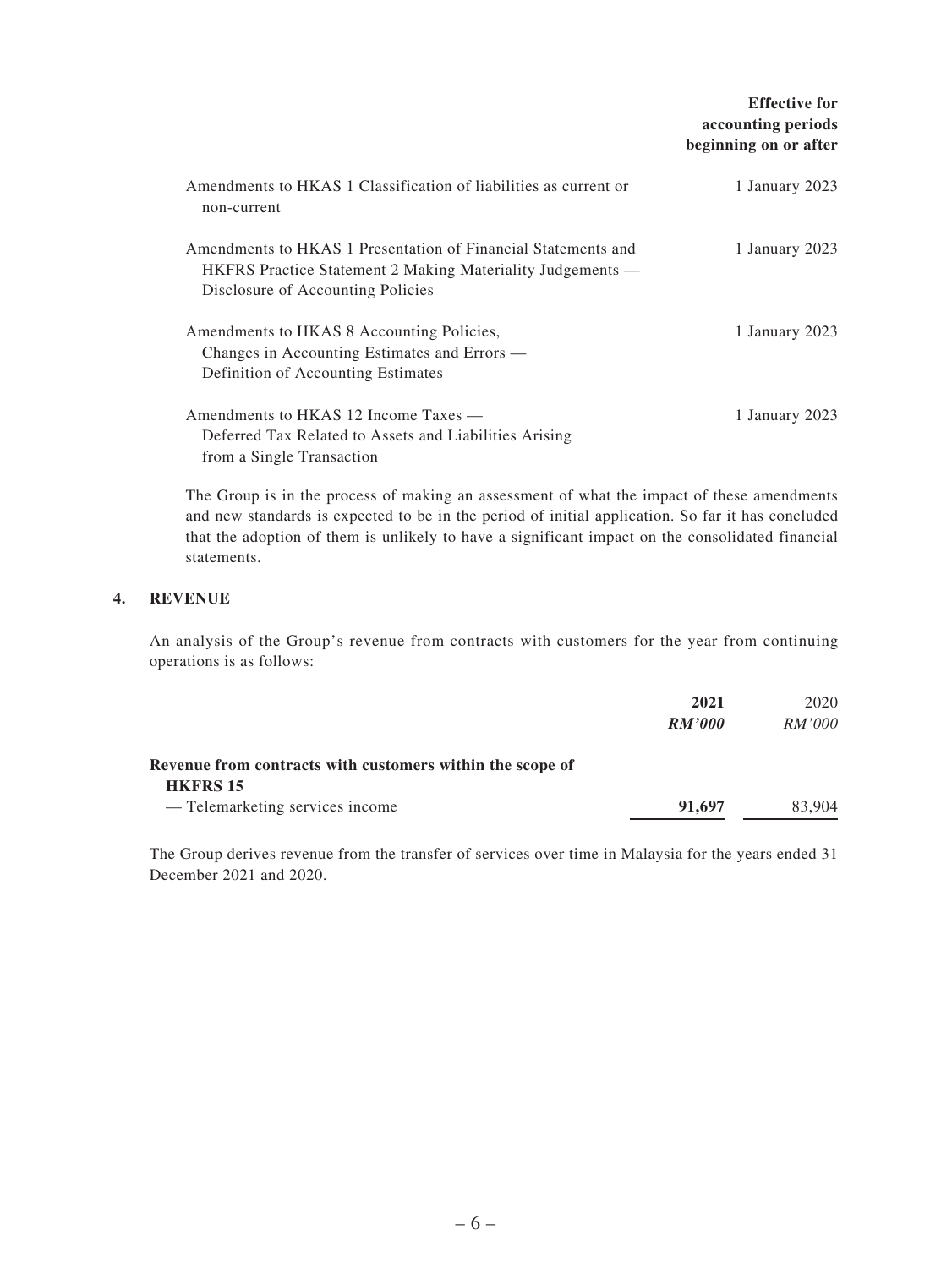| | Effective for accounting periods beginning on or after |
|---|---|
| Amendments to HKAS 1 Classification of liabilities as current or non-current | 1 January 2023 |
| Amendments to HKAS 1 Presentation of Financial Statements and HKFRS Practice Statement 2 Making Materiality Judgements — Disclosure of Accounting Policies | 1 January 2023 |
| Amendments to HKAS 8 Accounting Policies, Changes in Accounting Estimates and Errors — Definition of Accounting Estimates | 1 January 2023 |
| Amendments to HKAS 12 Income Taxes — Deferred Tax Related to Assets and Liabilities Arising from a Single Transaction | 1 January 2023 |

The Group is in the process of making an assessment of what the impact of these amendments and new standards is expected to be in the period of initial application. So far it has concluded that the adoption of them is unlikely to have a significant impact on the consolidated financial statements.

## 4. REVENUE

An analysis of the Group's revenue from contracts with customers for the year from continuing operations is as follows:

| | **2021** | 2020 |
|---|---|---|
| | ***RM'000*** | *RM'000* |
| **Revenue from contracts with customers within the scope of HKFRS 15** | | |
| — Telemarketing services income | **91,697** | 83,904 |

The Group derives revenue from the transfer of services over time in Malaysia for the years ended 31 December 2021 and 2020.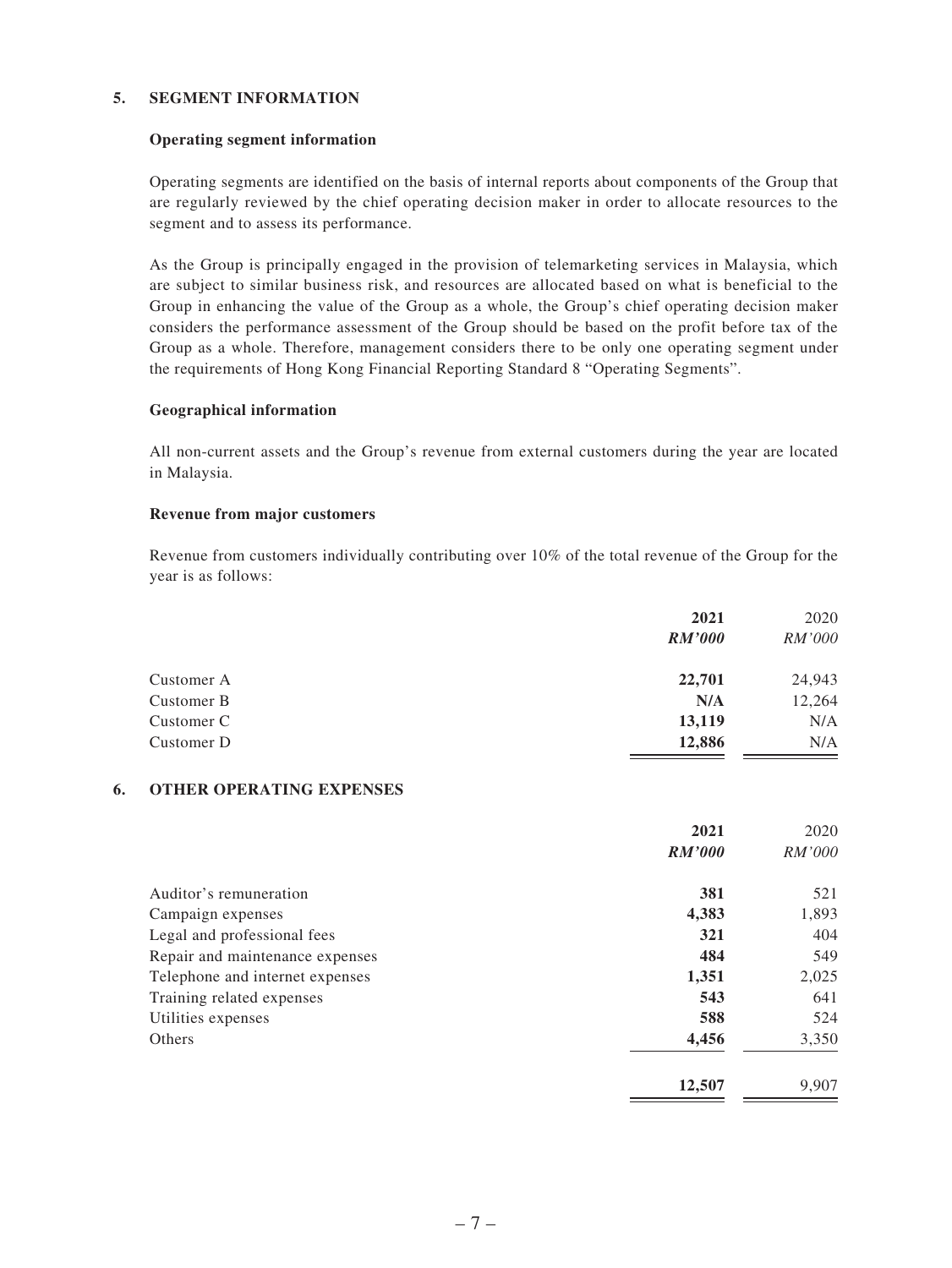## 5. SEGMENT INFORMATION

### Operating segment information

Operating segments are identified on the basis of internal reports about components of the Group that are regularly reviewed by the chief operating decision maker in order to allocate resources to the segment and to assess its performance.

As the Group is principally engaged in the provision of telemarketing services in Malaysia, which are subject to similar business risk, and resources are allocated based on what is beneficial to the Group in enhancing the value of the Group as a whole, the Group's chief operating decision maker considers the performance assessment of the Group should be based on the profit before tax of the Group as a whole. Therefore, management considers there to be only one operating segment under the requirements of Hong Kong Financial Reporting Standard 8 "Operating Segments".

### Geographical information

All non-current assets and the Group's revenue from external customers during the year are located in Malaysia.

### Revenue from major customers

Revenue from customers individually contributing over 10% of the total revenue of the Group for the year is as follows:

| | **2021** | 2020 |
|---|---|---|
| | ***RM'000*** | *RM'000* |
| Customer A | **22,701** | 24,943 |
| Customer B | **N/A** | 12,264 |
| Customer C | **13,119** | N/A |
| Customer D | **12,886** | N/A |

## 6. OTHER OPERATING EXPENSES

| | **2021** | 2020 |
|---|---|---|
| | ***RM'000*** | *RM'000* |
| Auditor's remuneration | **381** | 521 |
| Campaign expenses | **4,383** | 1,893 |
| Legal and professional fees | **321** | 404 |
| Repair and maintenance expenses | **484** | 549 |
| Telephone and internet expenses | **1,351** | 2,025 |
| Training related expenses | **543** | 641 |
| Utilities expenses | **588** | 524 |
| Others | **4,456** | 3,350 |
| | **12,507** | 9,907 |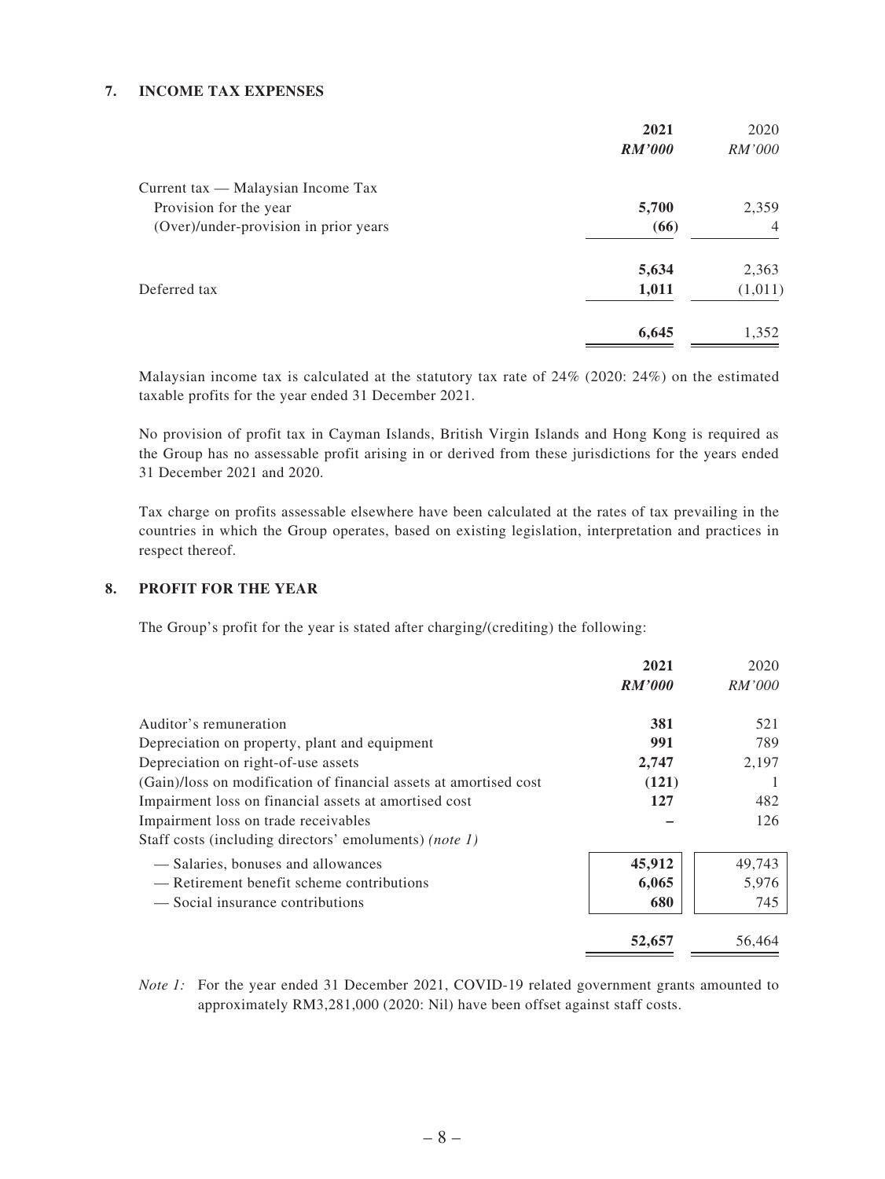### 7. INCOME TAX EXPENSES

| | 2021 | 2020 |
|---|---|---|
| | *RM'000* | *RM'000* |
| Current tax — Malaysian Income Tax | | |
| Provision for the year | **5,700** | 2,359 |
| (Over)/under-provision in prior years | **(66)** | 4 |
| | **5,634** | 2,363 |
| Deferred tax | **1,011** | (1,011) |
| | **6,645** | 1,352 |

Malaysian income tax is calculated at the statutory tax rate of 24% (2020: 24%) on the estimated taxable profits for the year ended 31 December 2021.

No provision of profit tax in Cayman Islands, British Virgin Islands and Hong Kong is required as the Group has no assessable profit arising in or derived from these jurisdictions for the years ended 31 December 2021 and 2020.

Tax charge on profits assessable elsewhere have been calculated at the rates of tax prevailing in the countries in which the Group operates, based on existing legislation, interpretation and practices in respect thereof.

### 8. PROFIT FOR THE YEAR

The Group's profit for the year is stated after charging/(crediting) the following:

| | 2021 | 2020 |
|---|---|---|
| | *RM'000* | *RM'000* |
| Auditor's remuneration | **381** | 521 |
| Depreciation on property, plant and equipment | **991** | 789 |
| Depreciation on right-of-use assets | **2,747** | 2,197 |
| (Gain)/loss on modification of financial assets at amortised cost | **(121)** | 1 |
| Impairment loss on financial assets at amortised cost | **127** | 482 |
| Impairment loss on trade receivables | **–** | 126 |
| Staff costs (including directors' emoluments) *(note 1)* | | |
| — Salaries, bonuses and allowances | **45,912** | 49,743 |
| — Retirement benefit scheme contributions | **6,065** | 5,976 |
| — Social insurance contributions | **680** | 745 |
| | **52,657** | 56,464 |

*Note 1:* For the year ended 31 December 2021, COVID-19 related government grants amounted to approximately RM3,281,000 (2020: Nil) have been offset against staff costs.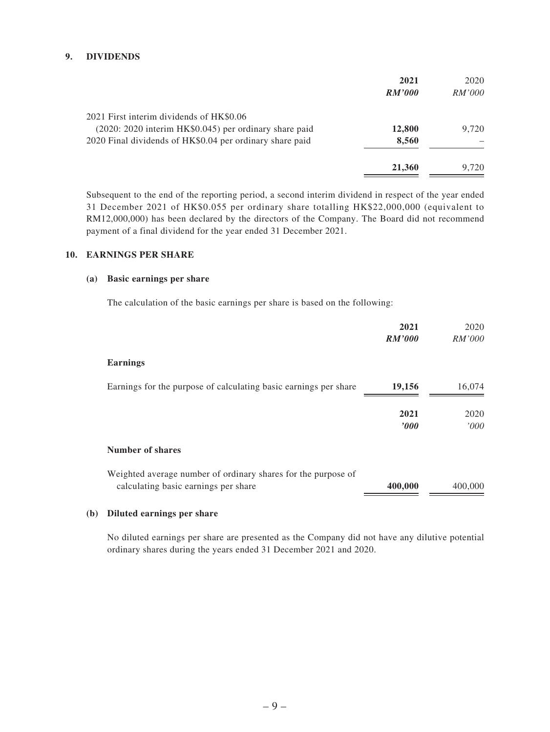## 9. DIVIDENDS

| | **2021** | 2020 |
|---|---|---|
| | ***RM'000*** | *RM'000* |
| 2021 First interim dividends of HK$0.06 (2020: 2020 interim HK$0.045) per ordinary share paid | **12,800** | 9,720 |
| 2020 Final dividends of HK$0.04 per ordinary share paid | **8,560** | – |
| | **21,360** | 9,720 |

Subsequent to the end of the reporting period, a second interim dividend in respect of the year ended 31 December 2021 of HK$0.055 per ordinary share totalling HK$22,000,000 (equivalent to RM12,000,000) has been declared by the directors of the Company. The Board did not recommend payment of a final dividend for the year ended 31 December 2021.

## 10. EARNINGS PER SHARE

### (a) Basic earnings per share

The calculation of the basic earnings per share is based on the following:

| | **2021** | 2020 |
|---|---|---|
| | ***RM'000*** | *RM'000* |
| **Earnings** | | |
| Earnings for the purpose of calculating basic earnings per share | **19,156** | 16,074 |

| | **2021** | 2020 |
|---|---|---|
| | ***'000*** | *'000* |
| **Number of shares** | | |
| Weighted average number of ordinary shares for the purpose of calculating basic earnings per share | **400,000** | 400,000 |

### (b) Diluted earnings per share

No diluted earnings per share are presented as the Company did not have any dilutive potential ordinary shares during the years ended 31 December 2021 and 2020.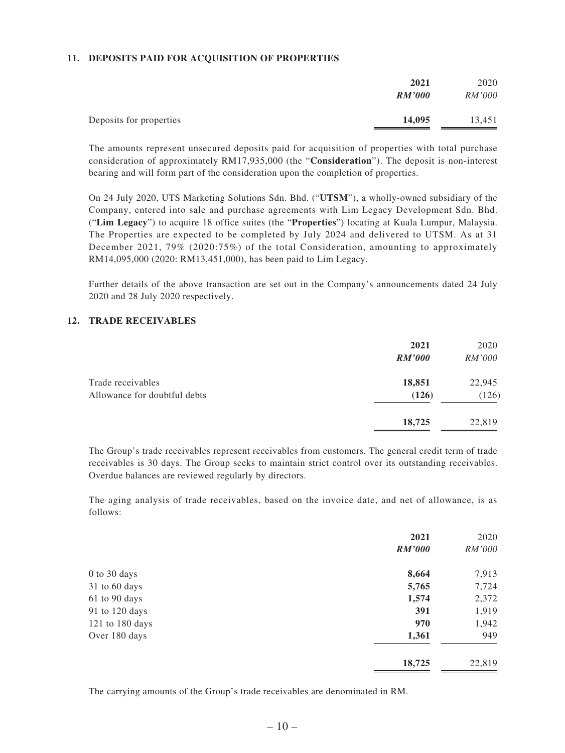## 11. DEPOSITS PAID FOR ACQUISITION OF PROPERTIES

| | **2021** | 2020 |
|---|---|---|
| | ***RM'000*** | *RM'000* |
| Deposits for properties | **14,095** | 13,451 |

The amounts represent unsecured deposits paid for acquisition of properties with total purchase consideration of approximately RM17,935,000 (the "**Consideration**"). The deposit is non-interest bearing and will form part of the consideration upon the completion of properties.

On 24 July 2020, UTS Marketing Solutions Sdn. Bhd. ("**UTSM**"), a wholly-owned subsidiary of the Company, entered into sale and purchase agreements with Lim Legacy Development Sdn. Bhd. ("**Lim Legacy**") to acquire 18 office suites (the "**Properties**") locating at Kuala Lumpur, Malaysia. The Properties are expected to be completed by July 2024 and delivered to UTSM. As at 31 December 2021, 79% (2020:75%) of the total Consideration, amounting to approximately RM14,095,000 (2020: RM13,451,000), has been paid to Lim Legacy.

Further details of the above transaction are set out in the Company's announcements dated 24 July 2020 and 28 July 2020 respectively.

## 12. TRADE RECEIVABLES

| | **2021** | 2020 |
|---|---|---|
| | ***RM'000*** | *RM'000* |
| Trade receivables | **18,851** | 22,945 |
| Allowance for doubtful debts | **(126)** | (126) |
| | **18,725** | 22,819 |

The Group's trade receivables represent receivables from customers. The general credit term of trade receivables is 30 days. The Group seeks to maintain strict control over its outstanding receivables. Overdue balances are reviewed regularly by directors.

The aging analysis of trade receivables, based on the invoice date, and net of allowance, is as follows:

| | **2021** | 2020 |
|---|---|---|
| | ***RM'000*** | *RM'000* |
| 0 to 30 days | **8,664** | 7,913 |
| 31 to 60 days | **5,765** | 7,724 |
| 61 to 90 days | **1,574** | 2,372 |
| 91 to 120 days | **391** | 1,919 |
| 121 to 180 days | **970** | 1,942 |
| Over 180 days | **1,361** | 949 |
| | **18,725** | 22,819 |

The carrying amounts of the Group's trade receivables are denominated in RM.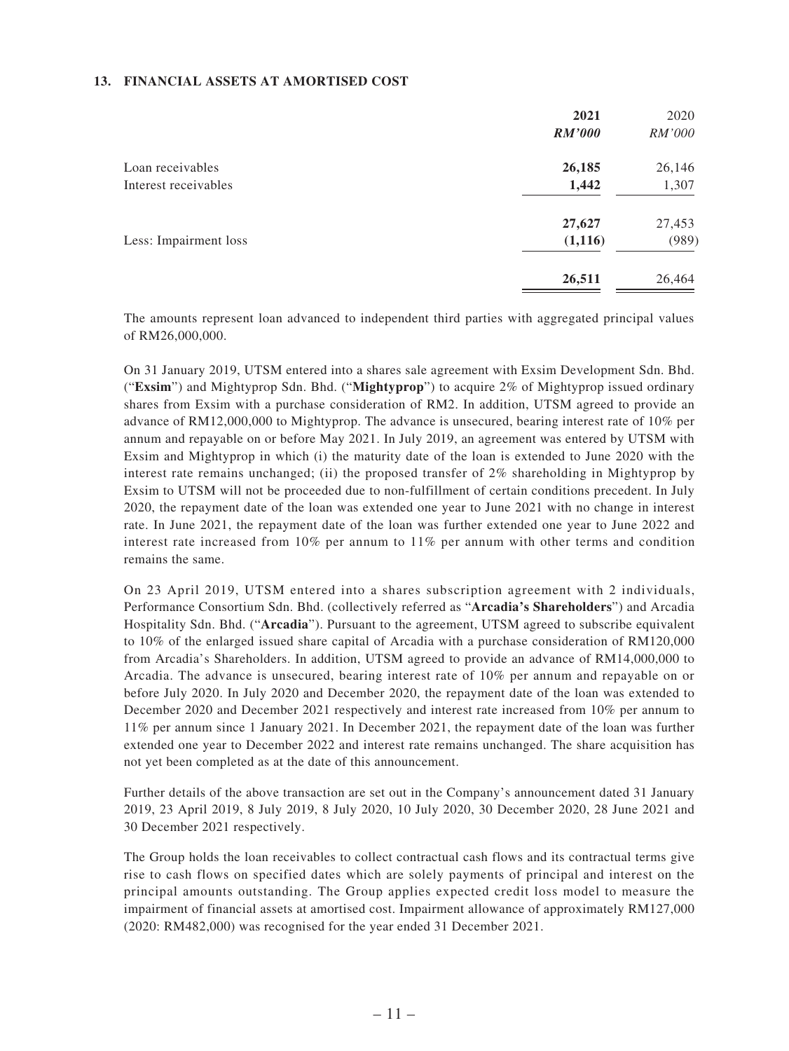### 13. FINANCIAL ASSETS AT AMORTISED COST

| | 2021 | 2020 |
|---|---|---|
| | ***RM'000*** | *RM'000* |
| Loan receivables | **26,185** | 26,146 |
| Interest receivables | **1,442** | 1,307 |
| | **27,627** | 27,453 |
| Less: Impairment loss | **(1,116)** | (989) |
| | **26,511** | 26,464 |

The amounts represent loan advanced to independent third parties with aggregated principal values of RM26,000,000.

On 31 January 2019, UTSM entered into a shares sale agreement with Exsim Development Sdn. Bhd. ("**Exsim**") and Mightyprop Sdn. Bhd. ("**Mightyprop**") to acquire 2% of Mightyprop issued ordinary shares from Exsim with a purchase consideration of RM2. In addition, UTSM agreed to provide an advance of RM12,000,000 to Mightyprop. The advance is unsecured, bearing interest rate of 10% per annum and repayable on or before May 2021. In July 2019, an agreement was entered by UTSM with Exsim and Mightyprop in which (i) the maturity date of the loan is extended to June 2020 with the interest rate remains unchanged; (ii) the proposed transfer of 2% shareholding in Mightyprop by Exsim to UTSM will not be proceeded due to non-fulfillment of certain conditions precedent. In July 2020, the repayment date of the loan was extended one year to June 2021 with no change in interest rate. In June 2021, the repayment date of the loan was further extended one year to June 2022 and interest rate increased from 10% per annum to 11% per annum with other terms and condition remains the same.

On 23 April 2019, UTSM entered into a shares subscription agreement with 2 individuals, Performance Consortium Sdn. Bhd. (collectively referred as "**Arcadia's Shareholders**") and Arcadia Hospitality Sdn. Bhd. ("**Arcadia**"). Pursuant to the agreement, UTSM agreed to subscribe equivalent to 10% of the enlarged issued share capital of Arcadia with a purchase consideration of RM120,000 from Arcadia's Shareholders. In addition, UTSM agreed to provide an advance of RM14,000,000 to Arcadia. The advance is unsecured, bearing interest rate of 10% per annum and repayable on or before July 2020. In July 2020 and December 2020, the repayment date of the loan was extended to December 2020 and December 2021 respectively and interest rate increased from 10% per annum to 11% per annum since 1 January 2021. In December 2021, the repayment date of the loan was further extended one year to December 2022 and interest rate remains unchanged. The share acquisition has not yet been completed as at the date of this announcement.

Further details of the above transaction are set out in the Company's announcement dated 31 January 2019, 23 April 2019, 8 July 2019, 8 July 2020, 10 July 2020, 30 December 2020, 28 June 2021 and 30 December 2021 respectively.

The Group holds the loan receivables to collect contractual cash flows and its contractual terms give rise to cash flows on specified dates which are solely payments of principal and interest on the principal amounts outstanding. The Group applies expected credit loss model to measure the impairment of financial assets at amortised cost. Impairment allowance of approximately RM127,000 (2020: RM482,000) was recognised for the year ended 31 December 2021.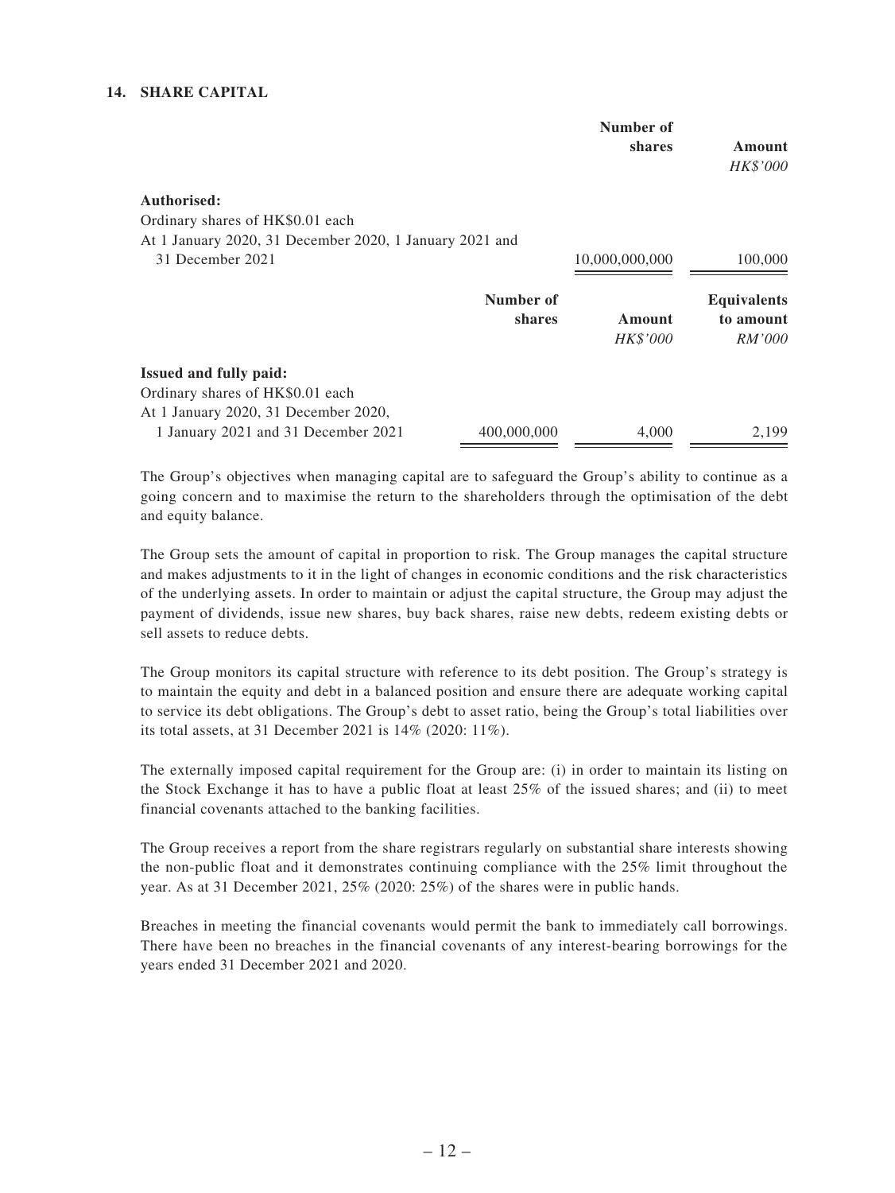## 14. SHARE CAPITAL

| | Number of shares | Amount HK$'000 |
|---|---|---|
| **Authorised:** | | |
| Ordinary shares of HK$0.01 each | | |
| At 1 January 2020, 31 December 2020, 1 January 2021 and 31 December 2021 | 10,000,000,000 | 100,000 |

| | Number of shares | Amount HK$'000 | Equivalents to amount RM'000 |
|---|---|---|---|
| **Issued and fully paid:** | | | |
| Ordinary shares of HK$0.01 each | | | |
| At 1 January 2020, 31 December 2020, 1 January 2021 and 31 December 2021 | 400,000,000 | 4,000 | 2,199 |

The Group's objectives when managing capital are to safeguard the Group's ability to continue as a going concern and to maximise the return to the shareholders through the optimisation of the debt and equity balance.

The Group sets the amount of capital in proportion to risk. The Group manages the capital structure and makes adjustments to it in the light of changes in economic conditions and the risk characteristics of the underlying assets. In order to maintain or adjust the capital structure, the Group may adjust the payment of dividends, issue new shares, buy back shares, raise new debts, redeem existing debts or sell assets to reduce debts.

The Group monitors its capital structure with reference to its debt position. The Group's strategy is to maintain the equity and debt in a balanced position and ensure there are adequate working capital to service its debt obligations. The Group's debt to asset ratio, being the Group's total liabilities over its total assets, at 31 December 2021 is 14% (2020: 11%).

The externally imposed capital requirement for the Group are: (i) in order to maintain its listing on the Stock Exchange it has to have a public float at least 25% of the issued shares; and (ii) to meet financial covenants attached to the banking facilities.

The Group receives a report from the share registrars regularly on substantial share interests showing the non-public float and it demonstrates continuing compliance with the 25% limit throughout the year. As at 31 December 2021, 25% (2020: 25%) of the shares were in public hands.

Breaches in meeting the financial covenants would permit the bank to immediately call borrowings. There have been no breaches in the financial covenants of any interest-bearing borrowings for the years ended 31 December 2021 and 2020.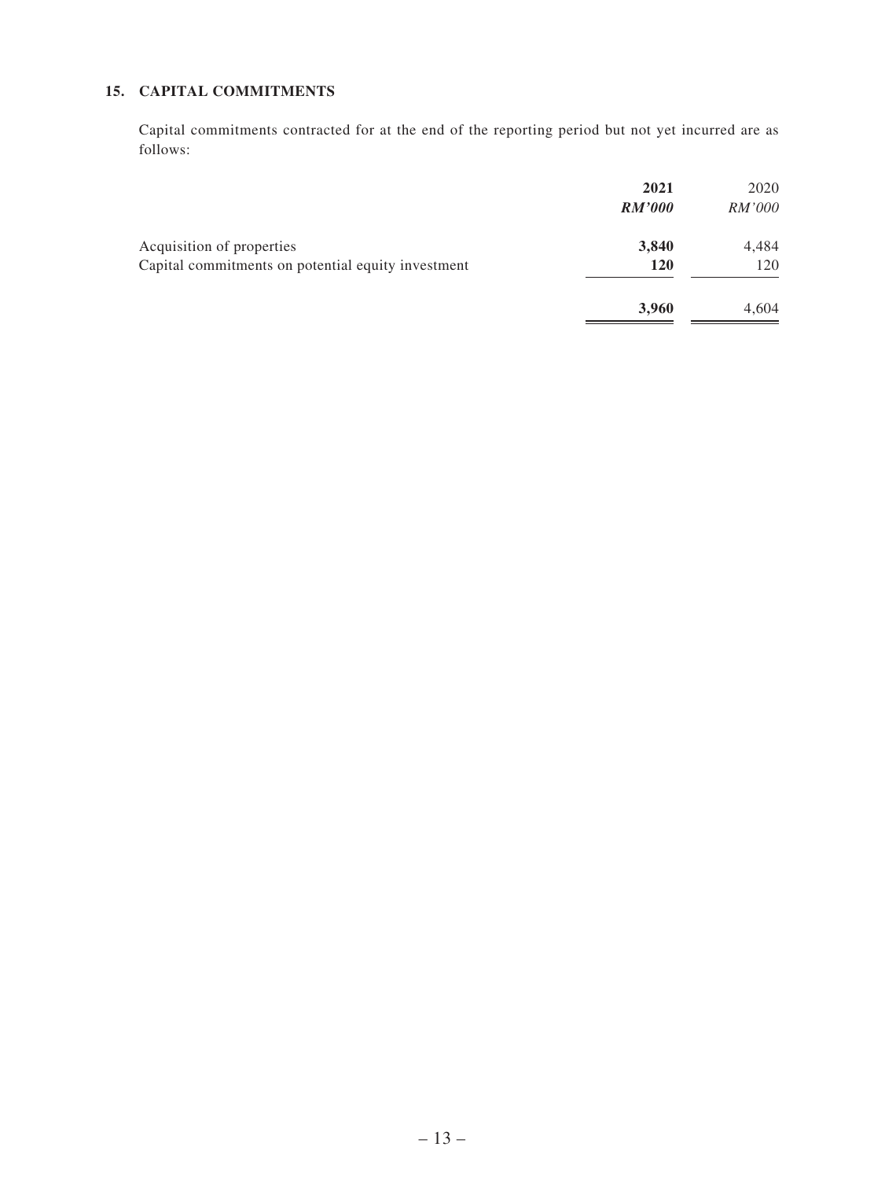## 15. CAPITAL COMMITMENTS

Capital commitments contracted for at the end of the reporting period but not yet incurred are as follows:

| | **2021** | 2020 |
|---|---|---|
| | ***RM'000*** | *RM'000* |
| Acquisition of properties | **3,840** | 4,484 |
| Capital commitments on potential equity investment | **120** | 120 |
| | **3,960** | 4,604 |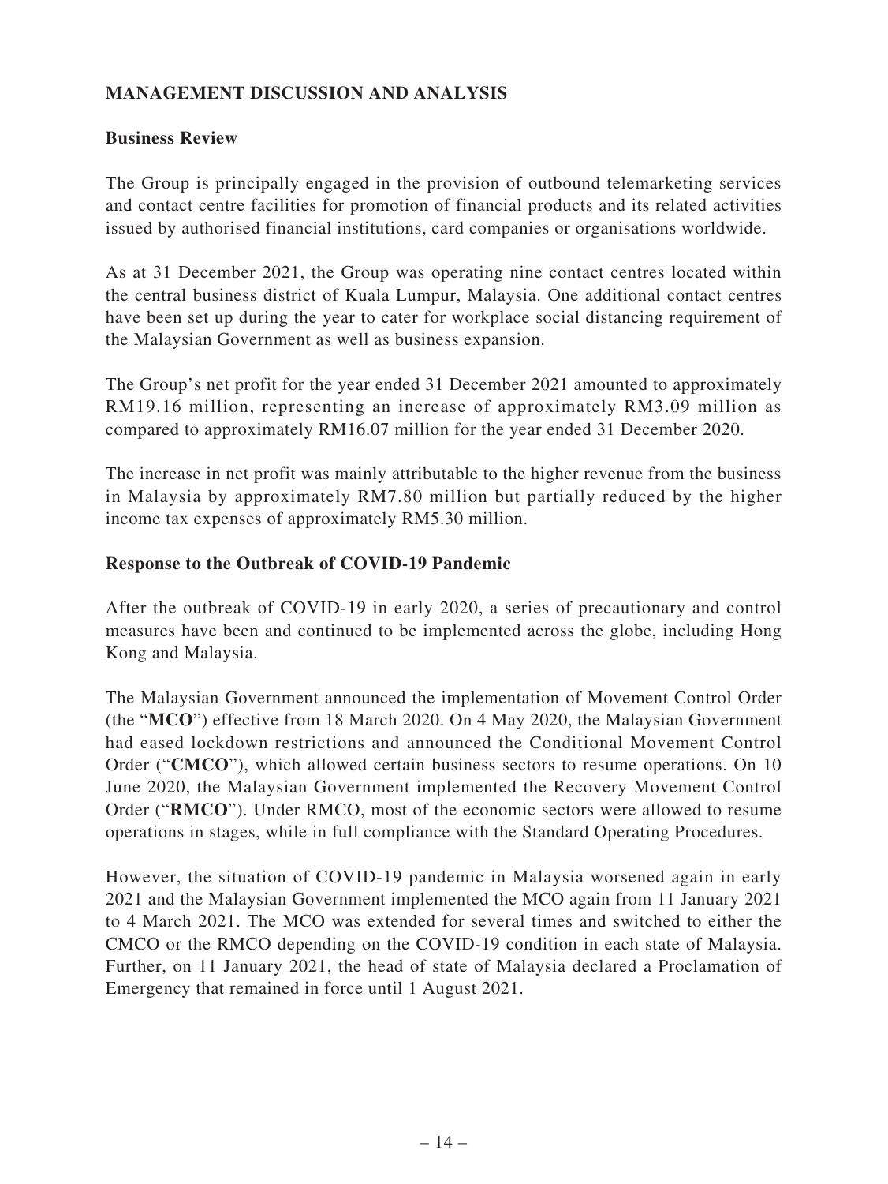## MANAGEMENT DISCUSSION AND ANALYSIS

### Business Review

The Group is principally engaged in the provision of outbound telemarketing services and contact centre facilities for promotion of financial products and its related activities issued by authorised financial institutions, card companies or organisations worldwide.

As at 31 December 2021, the Group was operating nine contact centres located within the central business district of Kuala Lumpur, Malaysia. One additional contact centres have been set up during the year to cater for workplace social distancing requirement of the Malaysian Government as well as business expansion.

The Group's net profit for the year ended 31 December 2021 amounted to approximately RM19.16 million, representing an increase of approximately RM3.09 million as compared to approximately RM16.07 million for the year ended 31 December 2020.

The increase in net profit was mainly attributable to the higher revenue from the business in Malaysia by approximately RM7.80 million but partially reduced by the higher income tax expenses of approximately RM5.30 million.

### Response to the Outbreak of COVID-19 Pandemic

After the outbreak of COVID-19 in early 2020, a series of precautionary and control measures have been and continued to be implemented across the globe, including Hong Kong and Malaysia.

The Malaysian Government announced the implementation of Movement Control Order (the "**MCO**") effective from 18 March 2020. On 4 May 2020, the Malaysian Government had eased lockdown restrictions and announced the Conditional Movement Control Order ("**CMCO**"), which allowed certain business sectors to resume operations. On 10 June 2020, the Malaysian Government implemented the Recovery Movement Control Order ("**RMCO**"). Under RMCO, most of the economic sectors were allowed to resume operations in stages, while in full compliance with the Standard Operating Procedures.

However, the situation of COVID-19 pandemic in Malaysia worsened again in early 2021 and the Malaysian Government implemented the MCO again from 11 January 2021 to 4 March 2021. The MCO was extended for several times and switched to either the CMCO or the RMCO depending on the COVID-19 condition in each state of Malaysia. Further, on 11 January 2021, the head of state of Malaysia declared a Proclamation of Emergency that remained in force until 1 August 2021.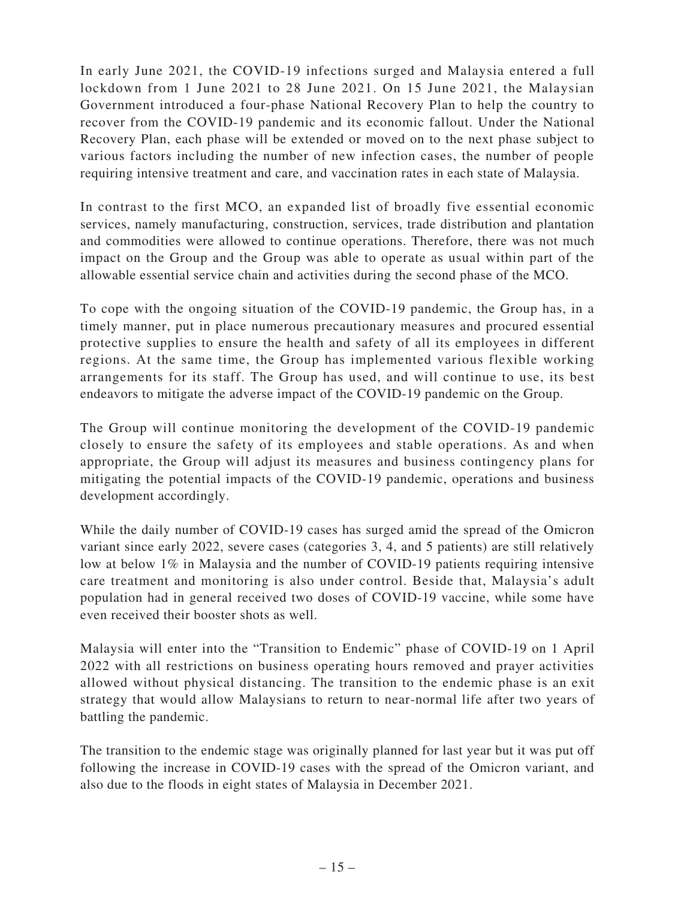In early June 2021, the COVID-19 infections surged and Malaysia entered a full lockdown from 1 June 2021 to 28 June 2021. On 15 June 2021, the Malaysian Government introduced a four-phase National Recovery Plan to help the country to recover from the COVID-19 pandemic and its economic fallout. Under the National Recovery Plan, each phase will be extended or moved on to the next phase subject to various factors including the number of new infection cases, the number of people requiring intensive treatment and care, and vaccination rates in each state of Malaysia.

In contrast to the first MCO, an expanded list of broadly five essential economic services, namely manufacturing, construction, services, trade distribution and plantation and commodities were allowed to continue operations. Therefore, there was not much impact on the Group and the Group was able to operate as usual within part of the allowable essential service chain and activities during the second phase of the MCO.

To cope with the ongoing situation of the COVID-19 pandemic, the Group has, in a timely manner, put in place numerous precautionary measures and procured essential protective supplies to ensure the health and safety of all its employees in different regions. At the same time, the Group has implemented various flexible working arrangements for its staff. The Group has used, and will continue to use, its best endeavors to mitigate the adverse impact of the COVID-19 pandemic on the Group.

The Group will continue monitoring the development of the COVID-19 pandemic closely to ensure the safety of its employees and stable operations. As and when appropriate, the Group will adjust its measures and business contingency plans for mitigating the potential impacts of the COVID-19 pandemic, operations and business development accordingly.

While the daily number of COVID-19 cases has surged amid the spread of the Omicron variant since early 2022, severe cases (categories 3, 4, and 5 patients) are still relatively low at below 1% in Malaysia and the number of COVID-19 patients requiring intensive care treatment and monitoring is also under control. Beside that, Malaysia's adult population had in general received two doses of COVID-19 vaccine, while some have even received their booster shots as well.

Malaysia will enter into the "Transition to Endemic" phase of COVID-19 on 1 April 2022 with all restrictions on business operating hours removed and prayer activities allowed without physical distancing. The transition to the endemic phase is an exit strategy that would allow Malaysians to return to near-normal life after two years of battling the pandemic.

The transition to the endemic stage was originally planned for last year but it was put off following the increase in COVID-19 cases with the spread of the Omicron variant, and also due to the floods in eight states of Malaysia in December 2021.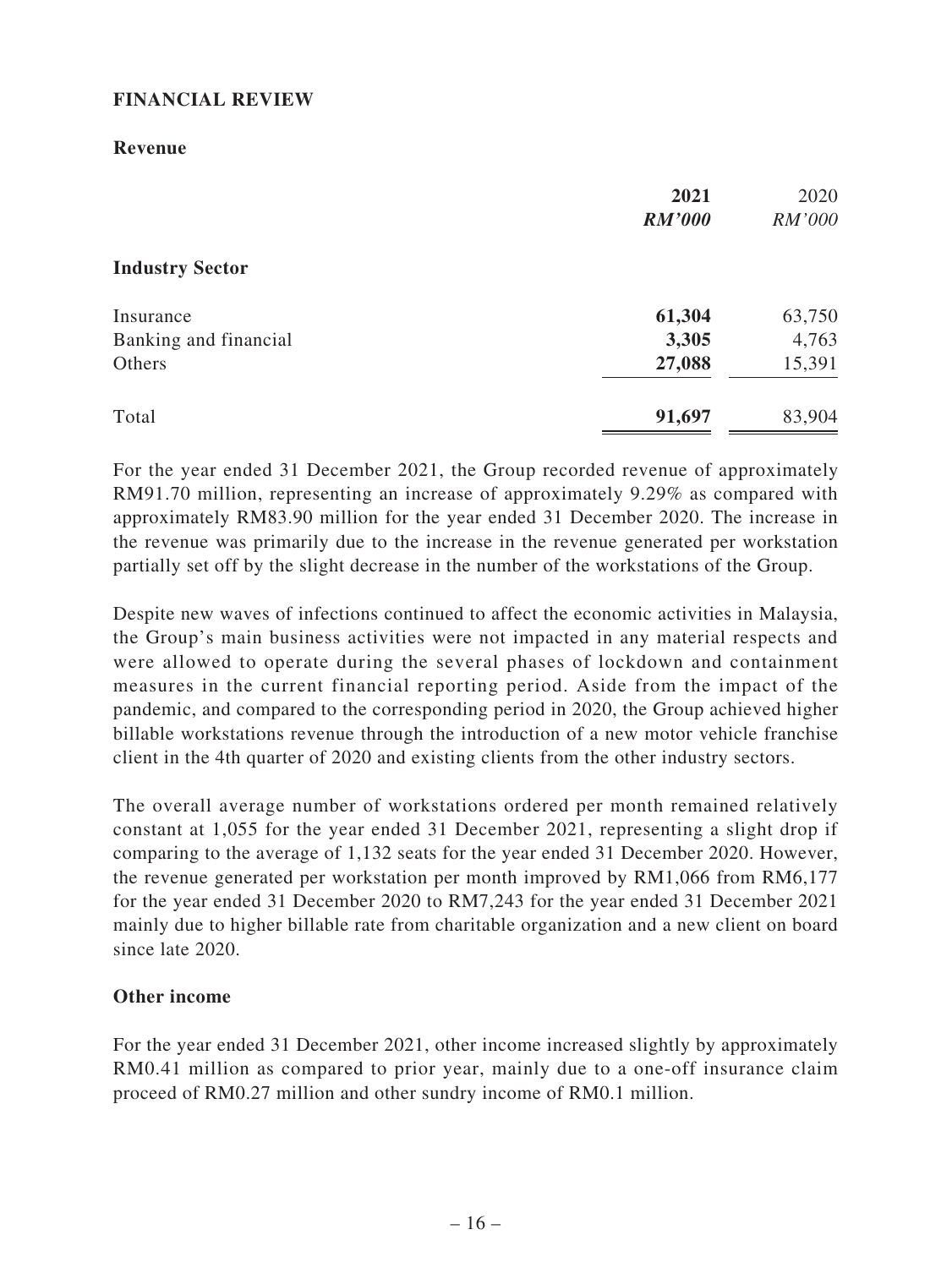## FINANCIAL REVIEW

### Revenue

| | 2021 | 2020 |
|---|---|---|
| | ***RM'000*** | *RM'000* |
| **Industry Sector** | | |
| Insurance | **61,304** | 63,750 |
| Banking and financial | **3,305** | 4,763 |
| Others | **27,088** | 15,391 |
| Total | **91,697** | 83,904 |

For the year ended 31 December 2021, the Group recorded revenue of approximately RM91.70 million, representing an increase of approximately 9.29% as compared with approximately RM83.90 million for the year ended 31 December 2020. The increase in the revenue was primarily due to the increase in the revenue generated per workstation partially set off by the slight decrease in the number of the workstations of the Group.

Despite new waves of infections continued to affect the economic activities in Malaysia, the Group's main business activities were not impacted in any material respects and were allowed to operate during the several phases of lockdown and containment measures in the current financial reporting period. Aside from the impact of the pandemic, and compared to the corresponding period in 2020, the Group achieved higher billable workstations revenue through the introduction of a new motor vehicle franchise client in the 4th quarter of 2020 and existing clients from the other industry sectors.

The overall average number of workstations ordered per month remained relatively constant at 1,055 for the year ended 31 December 2021, representing a slight drop if comparing to the average of 1,132 seats for the year ended 31 December 2020. However, the revenue generated per workstation per month improved by RM1,066 from RM6,177 for the year ended 31 December 2020 to RM7,243 for the year ended 31 December 2021 mainly due to higher billable rate from charitable organization and a new client on board since late 2020.

### Other income

For the year ended 31 December 2021, other income increased slightly by approximately RM0.41 million as compared to prior year, mainly due to a one-off insurance claim proceed of RM0.27 million and other sundry income of RM0.1 million.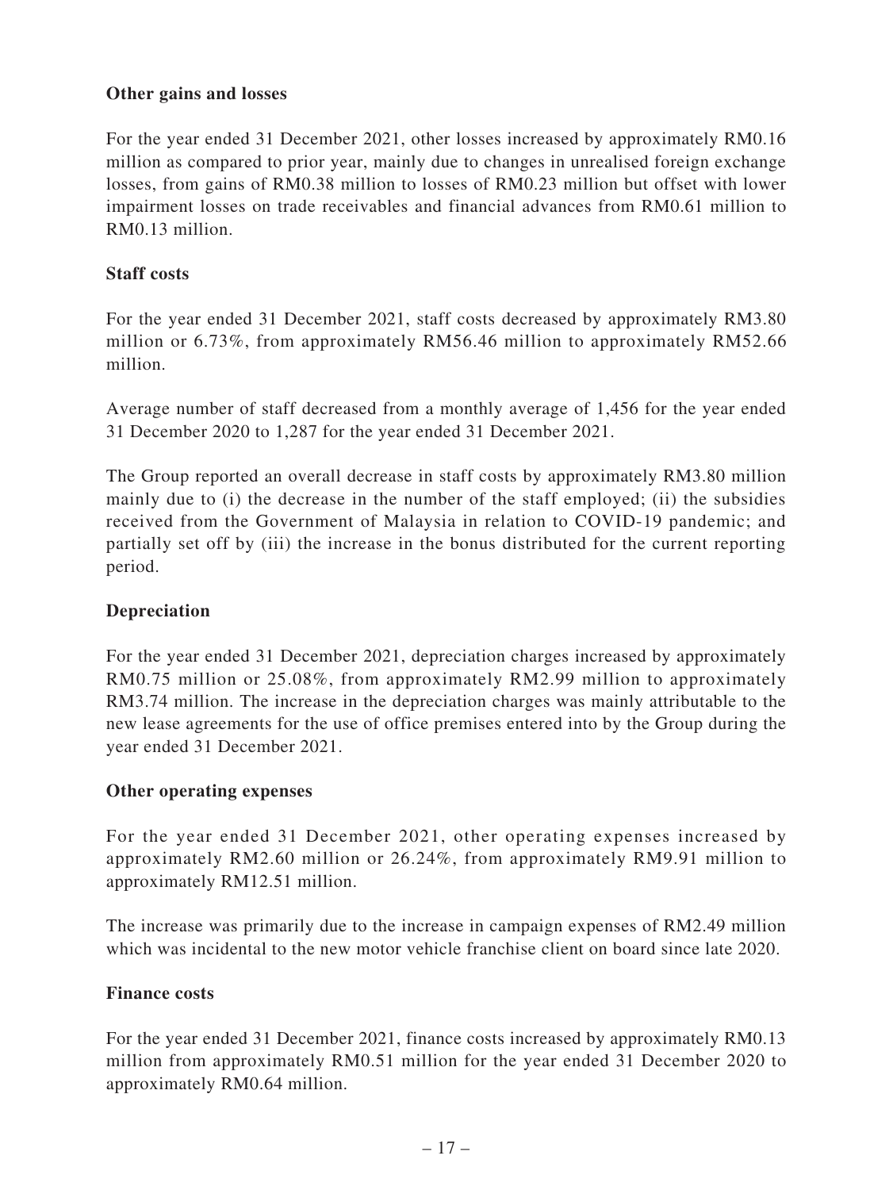**Other gains and losses**

For the year ended 31 December 2021, other losses increased by approximately RM0.16 million as compared to prior year, mainly due to changes in unrealised foreign exchange losses, from gains of RM0.38 million to losses of RM0.23 million but offset with lower impairment losses on trade receivables and financial advances from RM0.61 million to RM0.13 million.

**Staff costs**

For the year ended 31 December 2021, staff costs decreased by approximately RM3.80 million or 6.73%, from approximately RM56.46 million to approximately RM52.66 million.

Average number of staff decreased from a monthly average of 1,456 for the year ended 31 December 2020 to 1,287 for the year ended 31 December 2021.

The Group reported an overall decrease in staff costs by approximately RM3.80 million mainly due to (i) the decrease in the number of the staff employed; (ii) the subsidies received from the Government of Malaysia in relation to COVID-19 pandemic; and partially set off by (iii) the increase in the bonus distributed for the current reporting period.

**Depreciation**

For the year ended 31 December 2021, depreciation charges increased by approximately RM0.75 million or 25.08%, from approximately RM2.99 million to approximately RM3.74 million. The increase in the depreciation charges was mainly attributable to the new lease agreements for the use of office premises entered into by the Group during the year ended 31 December 2021.

**Other operating expenses**

For the year ended 31 December 2021, other operating expenses increased by approximately RM2.60 million or 26.24%, from approximately RM9.91 million to approximately RM12.51 million.

The increase was primarily due to the increase in campaign expenses of RM2.49 million which was incidental to the new motor vehicle franchise client on board since late 2020.

**Finance costs**

For the year ended 31 December 2021, finance costs increased by approximately RM0.13 million from approximately RM0.51 million for the year ended 31 December 2020 to approximately RM0.64 million.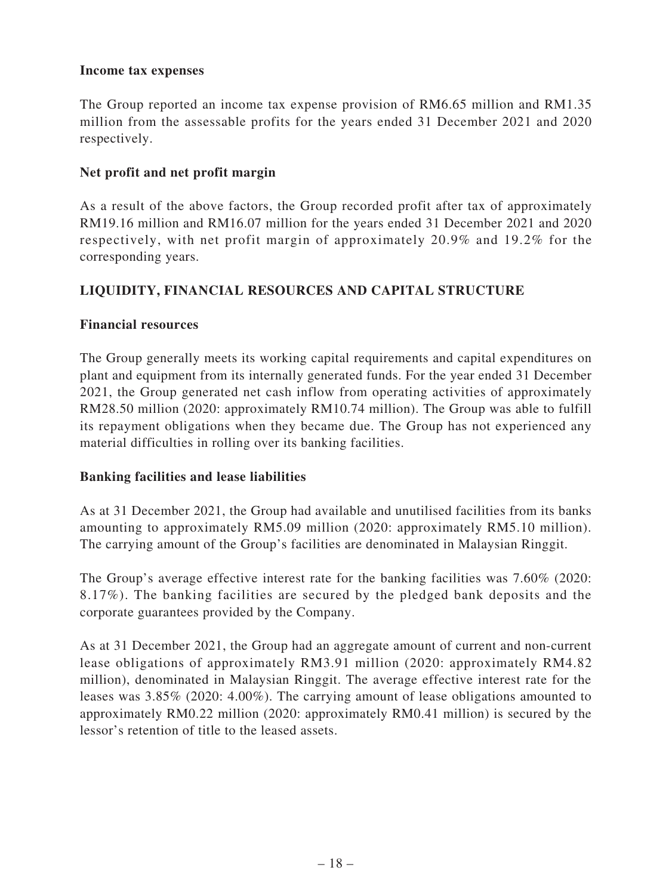**Income tax expenses**

The Group reported an income tax expense provision of RM6.65 million and RM1.35 million from the assessable profits for the years ended 31 December 2021 and 2020 respectively.

**Net profit and net profit margin**

As a result of the above factors, the Group recorded profit after tax of approximately RM19.16 million and RM16.07 million for the years ended 31 December 2021 and 2020 respectively, with net profit margin of approximately 20.9% and 19.2% for the corresponding years.

## LIQUIDITY, FINANCIAL RESOURCES AND CAPITAL STRUCTURE

**Financial resources**

The Group generally meets its working capital requirements and capital expenditures on plant and equipment from its internally generated funds. For the year ended 31 December 2021, the Group generated net cash inflow from operating activities of approximately RM28.50 million (2020: approximately RM10.74 million). The Group was able to fulfill its repayment obligations when they became due. The Group has not experienced any material difficulties in rolling over its banking facilities.

**Banking facilities and lease liabilities**

As at 31 December 2021, the Group had available and unutilised facilities from its banks amounting to approximately RM5.09 million (2020: approximately RM5.10 million). The carrying amount of the Group's facilities are denominated in Malaysian Ringgit.

The Group's average effective interest rate for the banking facilities was 7.60% (2020: 8.17%). The banking facilities are secured by the pledged bank deposits and the corporate guarantees provided by the Company.

As at 31 December 2021, the Group had an aggregate amount of current and non-current lease obligations of approximately RM3.91 million (2020: approximately RM4.82 million), denominated in Malaysian Ringgit. The average effective interest rate for the leases was 3.85% (2020: 4.00%). The carrying amount of lease obligations amounted to approximately RM0.22 million (2020: approximately RM0.41 million) is secured by the lessor's retention of title to the leased assets.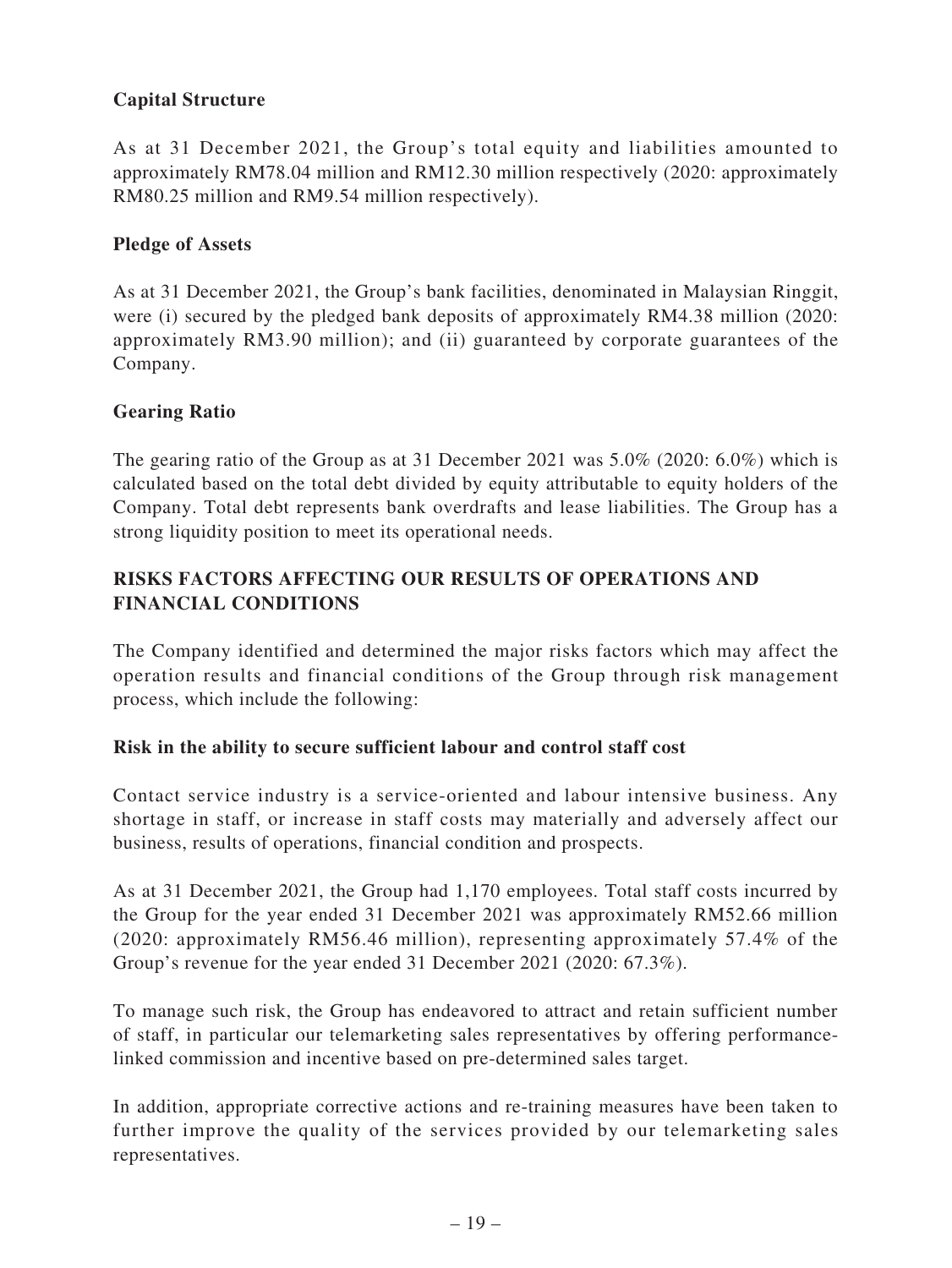**Capital Structure**

As at 31 December 2021, the Group's total equity and liabilities amounted to approximately RM78.04 million and RM12.30 million respectively (2020: approximately RM80.25 million and RM9.54 million respectively).

**Pledge of Assets**

As at 31 December 2021, the Group's bank facilities, denominated in Malaysian Ringgit, were (i) secured by the pledged bank deposits of approximately RM4.38 million (2020: approximately RM3.90 million); and (ii) guaranteed by corporate guarantees of the Company.

**Gearing Ratio**

The gearing ratio of the Group as at 31 December 2021 was 5.0% (2020: 6.0%) which is calculated based on the total debt divided by equity attributable to equity holders of the Company. Total debt represents bank overdrafts and lease liabilities. The Group has a strong liquidity position to meet its operational needs.

## RISKS FACTORS AFFECTING OUR RESULTS OF OPERATIONS AND FINANCIAL CONDITIONS

The Company identified and determined the major risks factors which may affect the operation results and financial conditions of the Group through risk management process, which include the following:

**Risk in the ability to secure sufficient labour and control staff cost**

Contact service industry is a service-oriented and labour intensive business. Any shortage in staff, or increase in staff costs may materially and adversely affect our business, results of operations, financial condition and prospects.

As at 31 December 2021, the Group had 1,170 employees. Total staff costs incurred by the Group for the year ended 31 December 2021 was approximately RM52.66 million (2020: approximately RM56.46 million), representing approximately 57.4% of the Group's revenue for the year ended 31 December 2021 (2020: 67.3%).

To manage such risk, the Group has endeavored to attract and retain sufficient number of staff, in particular our telemarketing sales representatives by offering performance-linked commission and incentive based on pre-determined sales target.

In addition, appropriate corrective actions and re-training measures have been taken to further improve the quality of the services provided by our telemarketing sales representatives.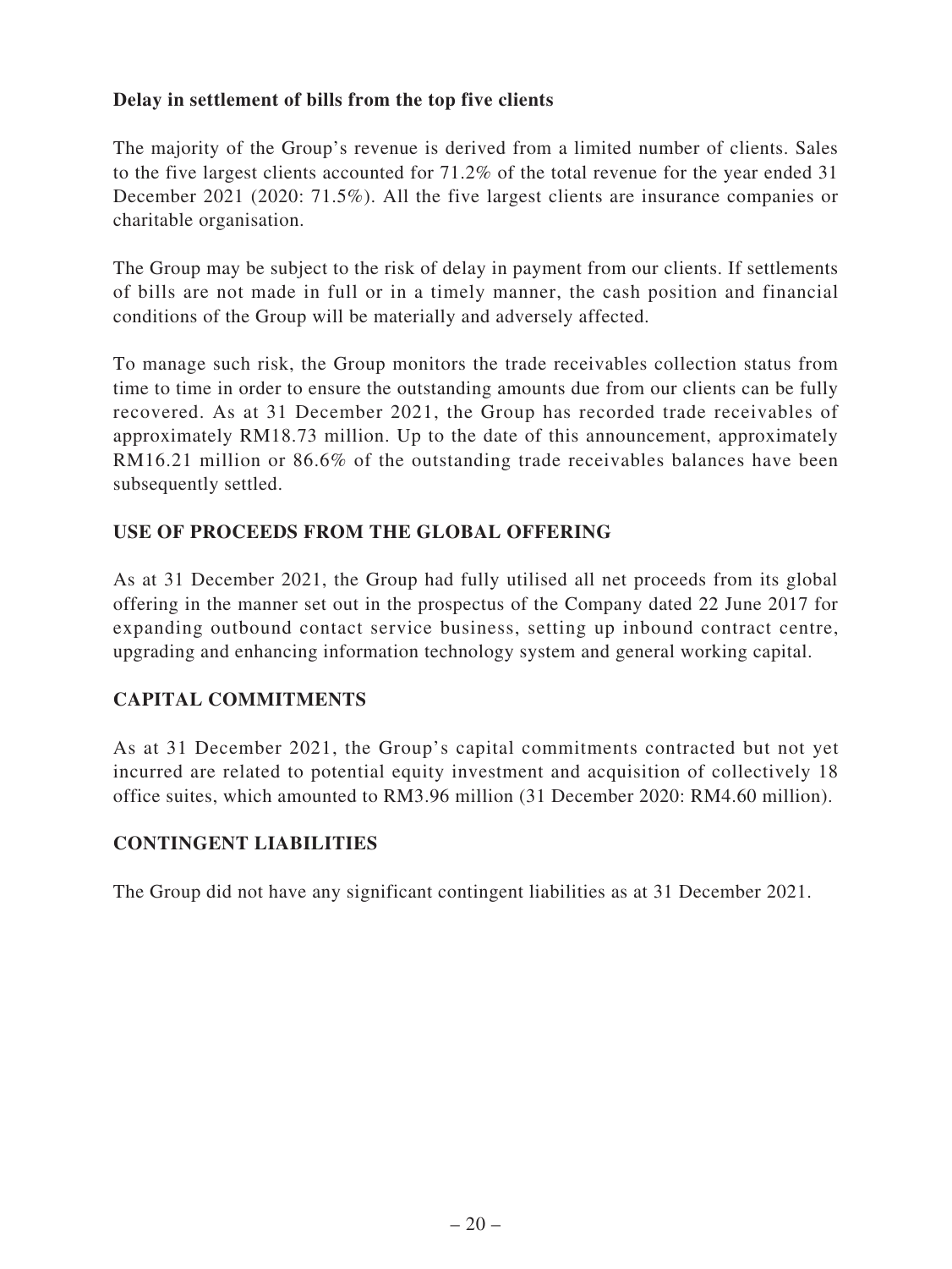**Delay in settlement of bills from the top five clients**

The majority of the Group's revenue is derived from a limited number of clients. Sales to the five largest clients accounted for 71.2% of the total revenue for the year ended 31 December 2021 (2020: 71.5%). All the five largest clients are insurance companies or charitable organisation.

The Group may be subject to the risk of delay in payment from our clients. If settlements of bills are not made in full or in a timely manner, the cash position and financial conditions of the Group will be materially and adversely affected.

To manage such risk, the Group monitors the trade receivables collection status from time to time in order to ensure the outstanding amounts due from our clients can be fully recovered. As at 31 December 2021, the Group has recorded trade receivables of approximately RM18.73 million. Up to the date of this announcement, approximately RM16.21 million or 86.6% of the outstanding trade receivables balances have been subsequently settled.

## USE OF PROCEEDS FROM THE GLOBAL OFFERING

As at 31 December 2021, the Group had fully utilised all net proceeds from its global offering in the manner set out in the prospectus of the Company dated 22 June 2017 for expanding outbound contact service business, setting up inbound contract centre, upgrading and enhancing information technology system and general working capital.

## CAPITAL COMMITMENTS

As at 31 December 2021, the Group's capital commitments contracted but not yet incurred are related to potential equity investment and acquisition of collectively 18 office suites, which amounted to RM3.96 million (31 December 2020: RM4.60 million).

## CONTINGENT LIABILITIES

The Group did not have any significant contingent liabilities as at 31 December 2021.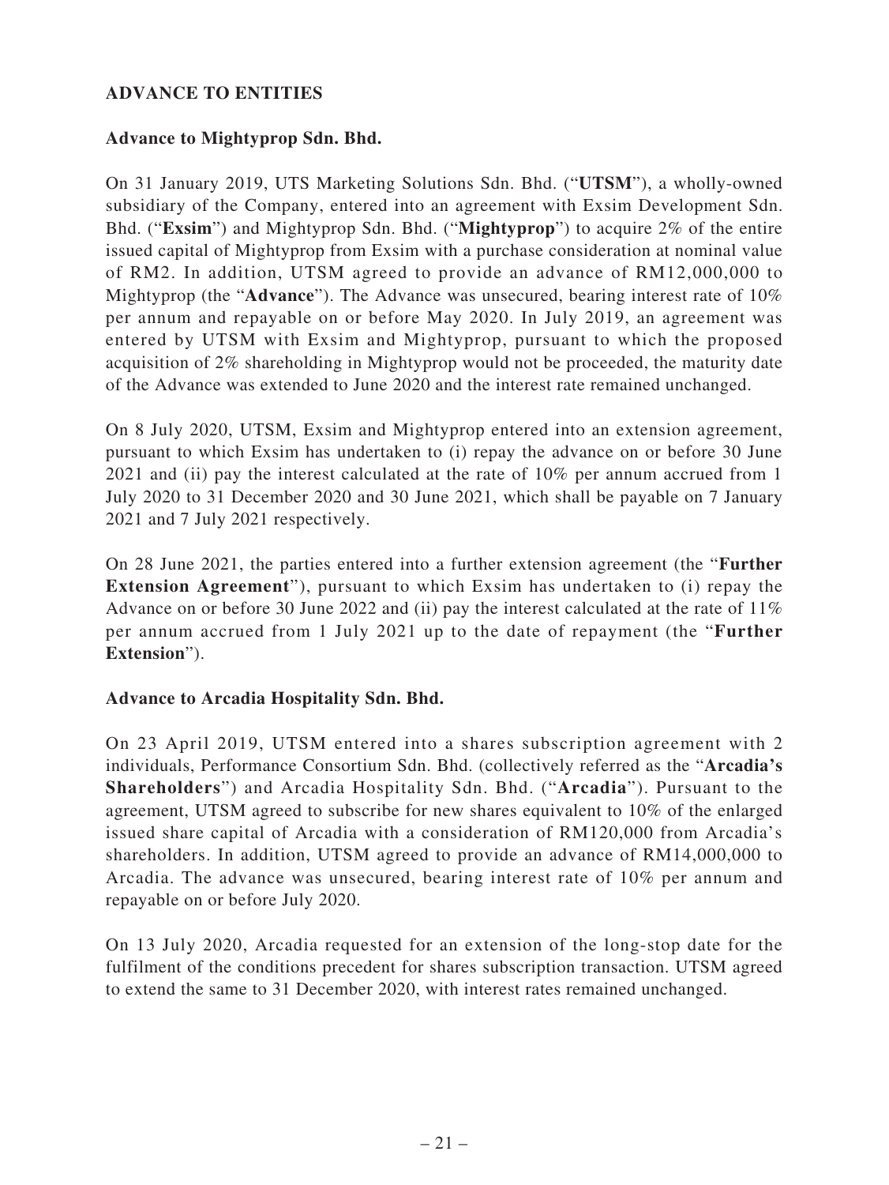## ADVANCE TO ENTITIES

### Advance to Mightyprop Sdn. Bhd.

On 31 January 2019, UTS Marketing Solutions Sdn. Bhd. ("**UTSM**"), a wholly-owned subsidiary of the Company, entered into an agreement with Exsim Development Sdn. Bhd. ("**Exsim**") and Mightyprop Sdn. Bhd. ("**Mightyprop**") to acquire 2% of the entire issued capital of Mightyprop from Exsim with a purchase consideration at nominal value of RM2. In addition, UTSM agreed to provide an advance of RM12,000,000 to Mightyprop (the "**Advance**"). The Advance was unsecured, bearing interest rate of 10% per annum and repayable on or before May 2020. In July 2019, an agreement was entered by UTSM with Exsim and Mightyprop, pursuant to which the proposed acquisition of 2% shareholding in Mightyprop would not be proceeded, the maturity date of the Advance was extended to June 2020 and the interest rate remained unchanged.

On 8 July 2020, UTSM, Exsim and Mightyprop entered into an extension agreement, pursuant to which Exsim has undertaken to (i) repay the advance on or before 30 June 2021 and (ii) pay the interest calculated at the rate of 10% per annum accrued from 1 July 2020 to 31 December 2020 and 30 June 2021, which shall be payable on 7 January 2021 and 7 July 2021 respectively.

On 28 June 2021, the parties entered into a further extension agreement (the "**Further Extension Agreement**"), pursuant to which Exsim has undertaken to (i) repay the Advance on or before 30 June 2022 and (ii) pay the interest calculated at the rate of 11% per annum accrued from 1 July 2021 up to the date of repayment (the "**Further Extension**").

### Advance to Arcadia Hospitality Sdn. Bhd.

On 23 April 2019, UTSM entered into a shares subscription agreement with 2 individuals, Performance Consortium Sdn. Bhd. (collectively referred as the "**Arcadia's Shareholders**") and Arcadia Hospitality Sdn. Bhd. ("**Arcadia**"). Pursuant to the agreement, UTSM agreed to subscribe for new shares equivalent to 10% of the enlarged issued share capital of Arcadia with a consideration of RM120,000 from Arcadia's shareholders. In addition, UTSM agreed to provide an advance of RM14,000,000 to Arcadia. The advance was unsecured, bearing interest rate of 10% per annum and repayable on or before July 2020.

On 13 July 2020, Arcadia requested for an extension of the long-stop date for the fulfilment of the conditions precedent for shares subscription transaction. UTSM agreed to extend the same to 31 December 2020, with interest rates remained unchanged.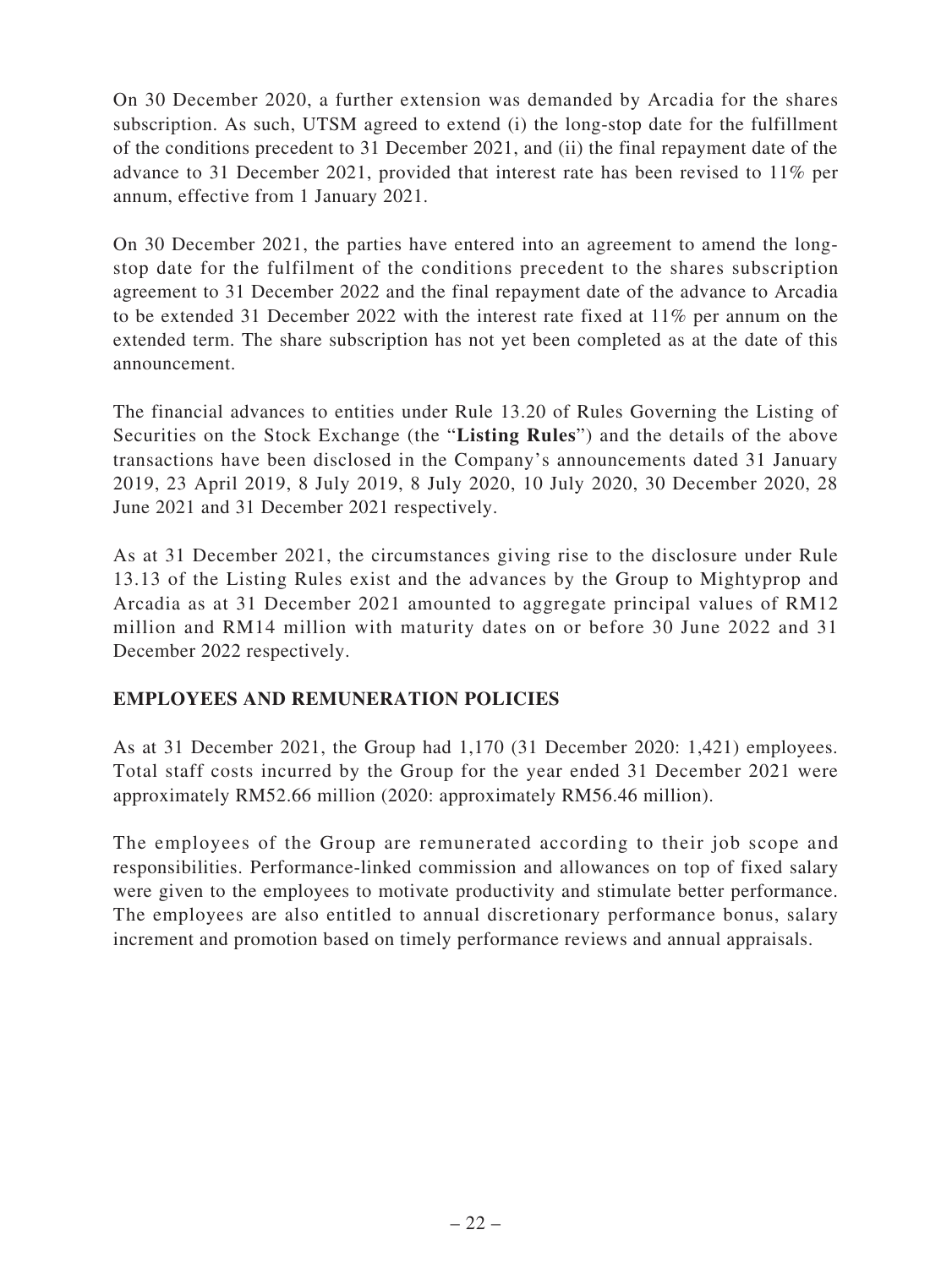On 30 December 2020, a further extension was demanded by Arcadia for the shares subscription. As such, UTSM agreed to extend (i) the long-stop date for the fulfillment of the conditions precedent to 31 December 2021, and (ii) the final repayment date of the advance to 31 December 2021, provided that interest rate has been revised to 11% per annum, effective from 1 January 2021.

On 30 December 2021, the parties have entered into an agreement to amend the long-stop date for the fulfilment of the conditions precedent to the shares subscription agreement to 31 December 2022 and the final repayment date of the advance to Arcadia to be extended 31 December 2022 with the interest rate fixed at 11% per annum on the extended term. The share subscription has not yet been completed as at the date of this announcement.

The financial advances to entities under Rule 13.20 of Rules Governing the Listing of Securities on the Stock Exchange (the "**Listing Rules**") and the details of the above transactions have been disclosed in the Company's announcements dated 31 January 2019, 23 April 2019, 8 July 2019, 8 July 2020, 10 July 2020, 30 December 2020, 28 June 2021 and 31 December 2021 respectively.

As at 31 December 2021, the circumstances giving rise to the disclosure under Rule 13.13 of the Listing Rules exist and the advances by the Group to Mightyprop and Arcadia as at 31 December 2021 amounted to aggregate principal values of RM12 million and RM14 million with maturity dates on or before 30 June 2022 and 31 December 2022 respectively.

## EMPLOYEES AND REMUNERATION POLICIES

As at 31 December 2021, the Group had 1,170 (31 December 2020: 1,421) employees. Total staff costs incurred by the Group for the year ended 31 December 2021 were approximately RM52.66 million (2020: approximately RM56.46 million).

The employees of the Group are remunerated according to their job scope and responsibilities. Performance-linked commission and allowances on top of fixed salary were given to the employees to motivate productivity and stimulate better performance. The employees are also entitled to annual discretionary performance bonus, salary increment and promotion based on timely performance reviews and annual appraisals.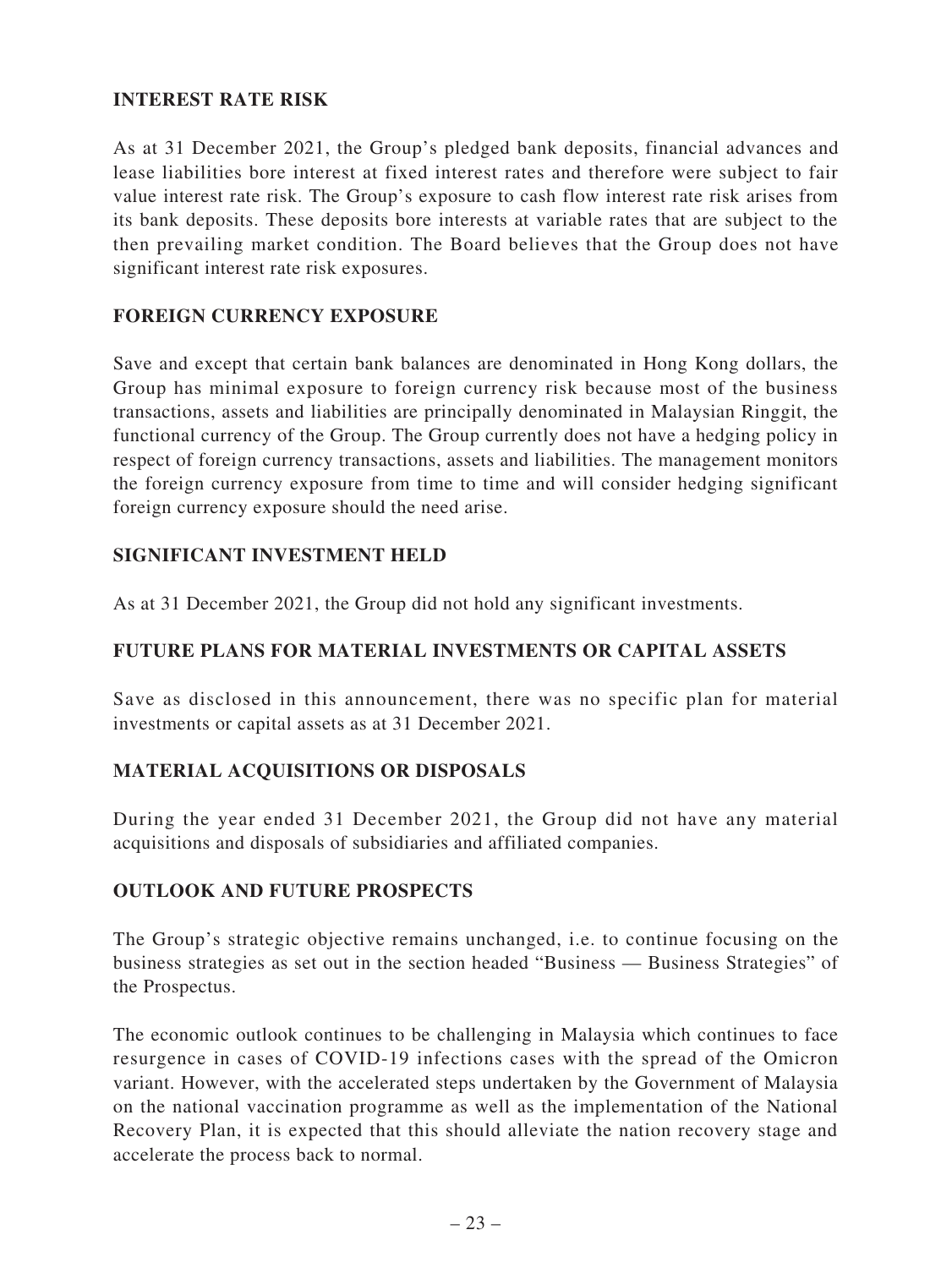## INTEREST RATE RISK

As at 31 December 2021, the Group's pledged bank deposits, financial advances and lease liabilities bore interest at fixed interest rates and therefore were subject to fair value interest rate risk. The Group's exposure to cash flow interest rate risk arises from its bank deposits. These deposits bore interests at variable rates that are subject to the then prevailing market condition. The Board believes that the Group does not have significant interest rate risk exposures.

## FOREIGN CURRENCY EXPOSURE

Save and except that certain bank balances are denominated in Hong Kong dollars, the Group has minimal exposure to foreign currency risk because most of the business transactions, assets and liabilities are principally denominated in Malaysian Ringgit, the functional currency of the Group. The Group currently does not have a hedging policy in respect of foreign currency transactions, assets and liabilities. The management monitors the foreign currency exposure from time to time and will consider hedging significant foreign currency exposure should the need arise.

## SIGNIFICANT INVESTMENT HELD

As at 31 December 2021, the Group did not hold any significant investments.

## FUTURE PLANS FOR MATERIAL INVESTMENTS OR CAPITAL ASSETS

Save as disclosed in this announcement, there was no specific plan for material investments or capital assets as at 31 December 2021.

## MATERIAL ACQUISITIONS OR DISPOSALS

During the year ended 31 December 2021, the Group did not have any material acquisitions and disposals of subsidiaries and affiliated companies.

## OUTLOOK AND FUTURE PROSPECTS

The Group's strategic objective remains unchanged, i.e. to continue focusing on the business strategies as set out in the section headed "Business — Business Strategies" of the Prospectus.

The economic outlook continues to be challenging in Malaysia which continues to face resurgence in cases of COVID-19 infections cases with the spread of the Omicron variant. However, with the accelerated steps undertaken by the Government of Malaysia on the national vaccination programme as well as the implementation of the National Recovery Plan, it is expected that this should alleviate the nation recovery stage and accelerate the process back to normal.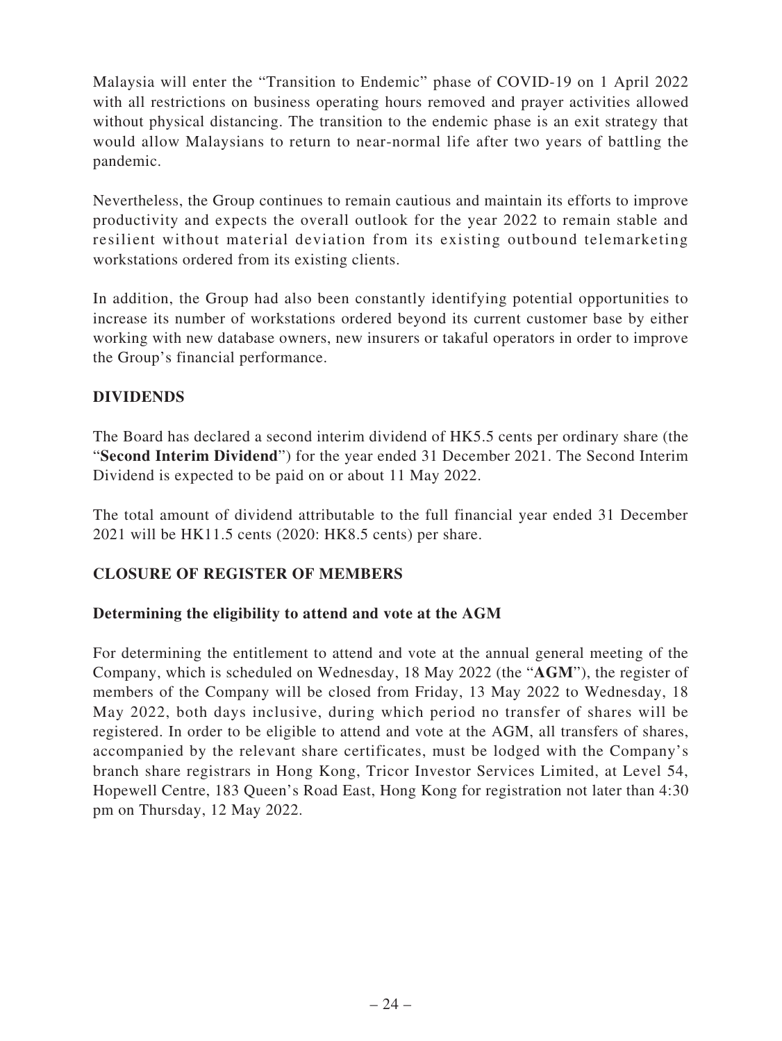Malaysia will enter the "Transition to Endemic" phase of COVID-19 on 1 April 2022 with all restrictions on business operating hours removed and prayer activities allowed without physical distancing. The transition to the endemic phase is an exit strategy that would allow Malaysians to return to near-normal life after two years of battling the pandemic.

Nevertheless, the Group continues to remain cautious and maintain its efforts to improve productivity and expects the overall outlook for the year 2022 to remain stable and resilient without material deviation from its existing outbound telemarketing workstations ordered from its existing clients.

In addition, the Group had also been constantly identifying potential opportunities to increase its number of workstations ordered beyond its current customer base by either working with new database owners, new insurers or takaful operators in order to improve the Group's financial performance.

## DIVIDENDS

The Board has declared a second interim dividend of HK5.5 cents per ordinary share (the "**Second Interim Dividend**") for the year ended 31 December 2021. The Second Interim Dividend is expected to be paid on or about 11 May 2022.

The total amount of dividend attributable to the full financial year ended 31 December 2021 will be HK11.5 cents (2020: HK8.5 cents) per share.

## CLOSURE OF REGISTER OF MEMBERS

### Determining the eligibility to attend and vote at the AGM

For determining the entitlement to attend and vote at the annual general meeting of the Company, which is scheduled on Wednesday, 18 May 2022 (the "**AGM**"), the register of members of the Company will be closed from Friday, 13 May 2022 to Wednesday, 18 May 2022, both days inclusive, during which period no transfer of shares will be registered. In order to be eligible to attend and vote at the AGM, all transfers of shares, accompanied by the relevant share certificates, must be lodged with the Company's branch share registrars in Hong Kong, Tricor Investor Services Limited, at Level 54, Hopewell Centre, 183 Queen's Road East, Hong Kong for registration not later than 4:30 pm on Thursday, 12 May 2022.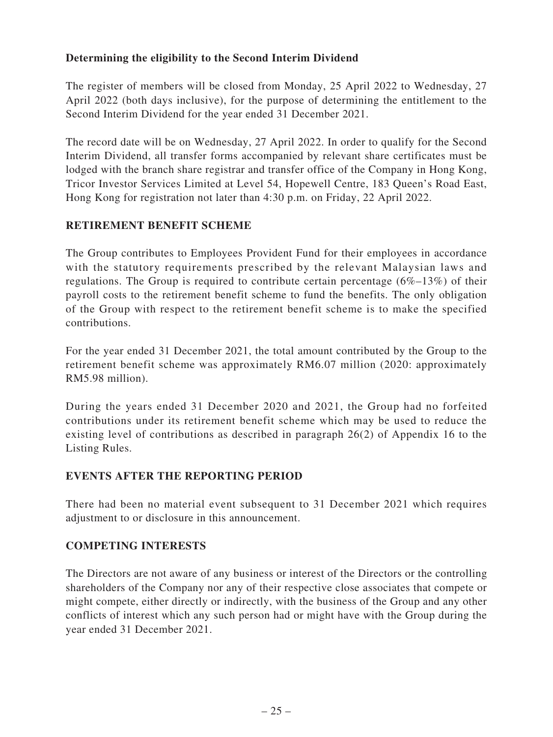### Determining the eligibility to the Second Interim Dividend

The register of members will be closed from Monday, 25 April 2022 to Wednesday, 27 April 2022 (both days inclusive), for the purpose of determining the entitlement to the Second Interim Dividend for the year ended 31 December 2021.

The record date will be on Wednesday, 27 April 2022. In order to qualify for the Second Interim Dividend, all transfer forms accompanied by relevant share certificates must be lodged with the branch share registrar and transfer office of the Company in Hong Kong, Tricor Investor Services Limited at Level 54, Hopewell Centre, 183 Queen's Road East, Hong Kong for registration not later than 4:30 p.m. on Friday, 22 April 2022.

## RETIREMENT BENEFIT SCHEME

The Group contributes to Employees Provident Fund for their employees in accordance with the statutory requirements prescribed by the relevant Malaysian laws and regulations. The Group is required to contribute certain percentage (6%–13%) of their payroll costs to the retirement benefit scheme to fund the benefits. The only obligation of the Group with respect to the retirement benefit scheme is to make the specified contributions.

For the year ended 31 December 2021, the total amount contributed by the Group to the retirement benefit scheme was approximately RM6.07 million (2020: approximately RM5.98 million).

During the years ended 31 December 2020 and 2021, the Group had no forfeited contributions under its retirement benefit scheme which may be used to reduce the existing level of contributions as described in paragraph 26(2) of Appendix 16 to the Listing Rules.

## EVENTS AFTER THE REPORTING PERIOD

There had been no material event subsequent to 31 December 2021 which requires adjustment to or disclosure in this announcement.

## COMPETING INTERESTS

The Directors are not aware of any business or interest of the Directors or the controlling shareholders of the Company nor any of their respective close associates that compete or might compete, either directly or indirectly, with the business of the Group and any other conflicts of interest which any such person had or might have with the Group during the year ended 31 December 2021.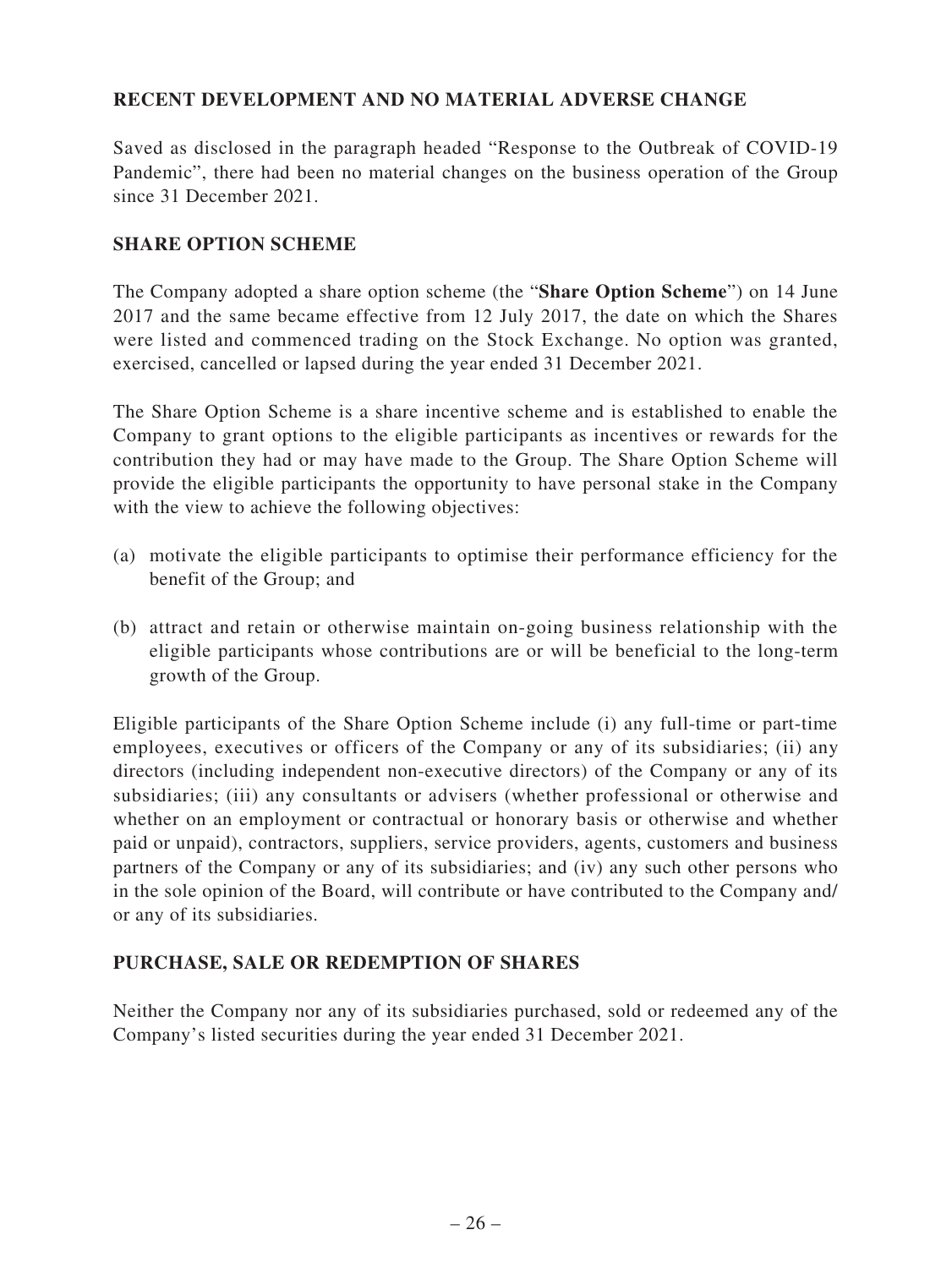## RECENT DEVELOPMENT AND NO MATERIAL ADVERSE CHANGE

Saved as disclosed in the paragraph headed "Response to the Outbreak of COVID-19 Pandemic", there had been no material changes on the business operation of the Group since 31 December 2021.

## SHARE OPTION SCHEME

The Company adopted a share option scheme (the "**Share Option Scheme**") on 14 June 2017 and the same became effective from 12 July 2017, the date on which the Shares were listed and commenced trading on the Stock Exchange. No option was granted, exercised, cancelled or lapsed during the year ended 31 December 2021.

The Share Option Scheme is a share incentive scheme and is established to enable the Company to grant options to the eligible participants as incentives or rewards for the contribution they had or may have made to the Group. The Share Option Scheme will provide the eligible participants the opportunity to have personal stake in the Company with the view to achieve the following objectives:

(a) motivate the eligible participants to optimise their performance efficiency for the benefit of the Group; and

(b) attract and retain or otherwise maintain on-going business relationship with the eligible participants whose contributions are or will be beneficial to the long-term growth of the Group.

Eligible participants of the Share Option Scheme include (i) any full-time or part-time employees, executives or officers of the Company or any of its subsidiaries; (ii) any directors (including independent non-executive directors) of the Company or any of its subsidiaries; (iii) any consultants or advisers (whether professional or otherwise and whether on an employment or contractual or honorary basis or otherwise and whether paid or unpaid), contractors, suppliers, service providers, agents, customers and business partners of the Company or any of its subsidiaries; and (iv) any such other persons who in the sole opinion of the Board, will contribute or have contributed to the Company and/or any of its subsidiaries.

## PURCHASE, SALE OR REDEMPTION OF SHARES

Neither the Company nor any of its subsidiaries purchased, sold or redeemed any of the Company's listed securities during the year ended 31 December 2021.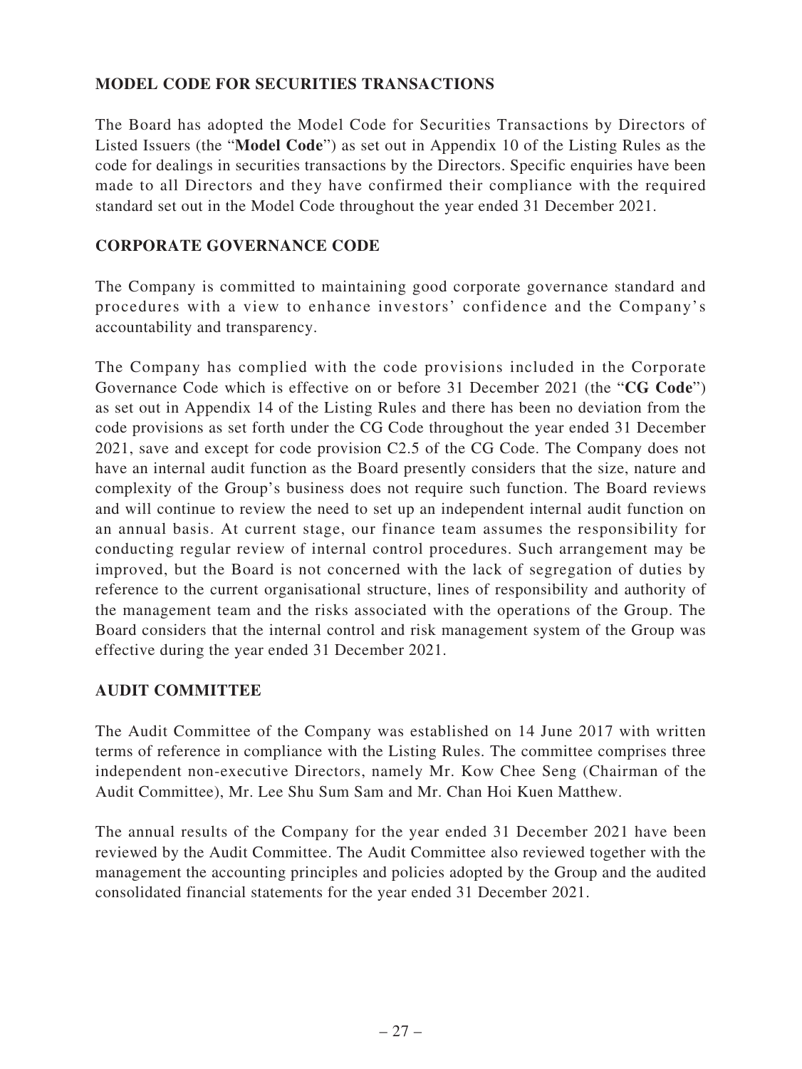## MODEL CODE FOR SECURITIES TRANSACTIONS

The Board has adopted the Model Code for Securities Transactions by Directors of Listed Issuers (the "**Model Code**") as set out in Appendix 10 of the Listing Rules as the code for dealings in securities transactions by the Directors. Specific enquiries have been made to all Directors and they have confirmed their compliance with the required standard set out in the Model Code throughout the year ended 31 December 2021.

## CORPORATE GOVERNANCE CODE

The Company is committed to maintaining good corporate governance standard and procedures with a view to enhance investors' confidence and the Company's accountability and transparency.

The Company has complied with the code provisions included in the Corporate Governance Code which is effective on or before 31 December 2021 (the "**CG Code**") as set out in Appendix 14 of the Listing Rules and there has been no deviation from the code provisions as set forth under the CG Code throughout the year ended 31 December 2021, save and except for code provision C2.5 of the CG Code. The Company does not have an internal audit function as the Board presently considers that the size, nature and complexity of the Group's business does not require such function. The Board reviews and will continue to review the need to set up an independent internal audit function on an annual basis. At current stage, our finance team assumes the responsibility for conducting regular review of internal control procedures. Such arrangement may be improved, but the Board is not concerned with the lack of segregation of duties by reference to the current organisational structure, lines of responsibility and authority of the management team and the risks associated with the operations of the Group. The Board considers that the internal control and risk management system of the Group was effective during the year ended 31 December 2021.

## AUDIT COMMITTEE

The Audit Committee of the Company was established on 14 June 2017 with written terms of reference in compliance with the Listing Rules. The committee comprises three independent non-executive Directors, namely Mr. Kow Chee Seng (Chairman of the Audit Committee), Mr. Lee Shu Sum Sam and Mr. Chan Hoi Kuen Matthew.

The annual results of the Company for the year ended 31 December 2021 have been reviewed by the Audit Committee. The Audit Committee also reviewed together with the management the accounting principles and policies adopted by the Group and the audited consolidated financial statements for the year ended 31 December 2021.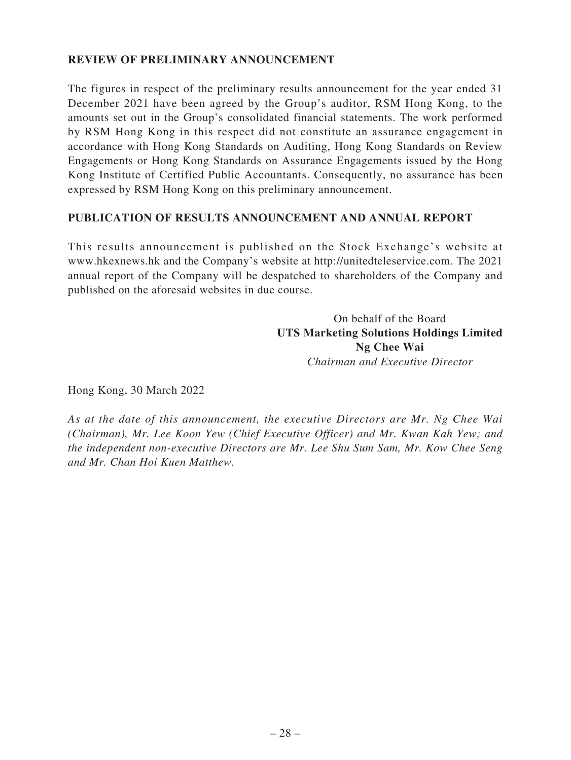## REVIEW OF PRELIMINARY ANNOUNCEMENT

The figures in respect of the preliminary results announcement for the year ended 31 December 2021 have been agreed by the Group's auditor, RSM Hong Kong, to the amounts set out in the Group's consolidated financial statements. The work performed by RSM Hong Kong in this respect did not constitute an assurance engagement in accordance with Hong Kong Standards on Auditing, Hong Kong Standards on Review Engagements or Hong Kong Standards on Assurance Engagements issued by the Hong Kong Institute of Certified Public Accountants. Consequently, no assurance has been expressed by RSM Hong Kong on this preliminary announcement.

## PUBLICATION OF RESULTS ANNOUNCEMENT AND ANNUAL REPORT

This results announcement is published on the Stock Exchange's website at www.hkexnews.hk and the Company's website at http://unitedteleservice.com. The 2021 annual report of the Company will be despatched to shareholders of the Company and published on the aforesaid websites in due course.

On behalf of the Board
**UTS Marketing Solutions Holdings Limited**
**Ng Chee Wai**
*Chairman and Executive Director*

Hong Kong, 30 March 2022

*As at the date of this announcement, the executive Directors are Mr. Ng Chee Wai (Chairman), Mr. Lee Koon Yew (Chief Executive Officer) and Mr. Kwan Kah Yew; and the independent non-executive Directors are Mr. Lee Shu Sum Sam, Mr. Kow Chee Seng and Mr. Chan Hoi Kuen Matthew.*